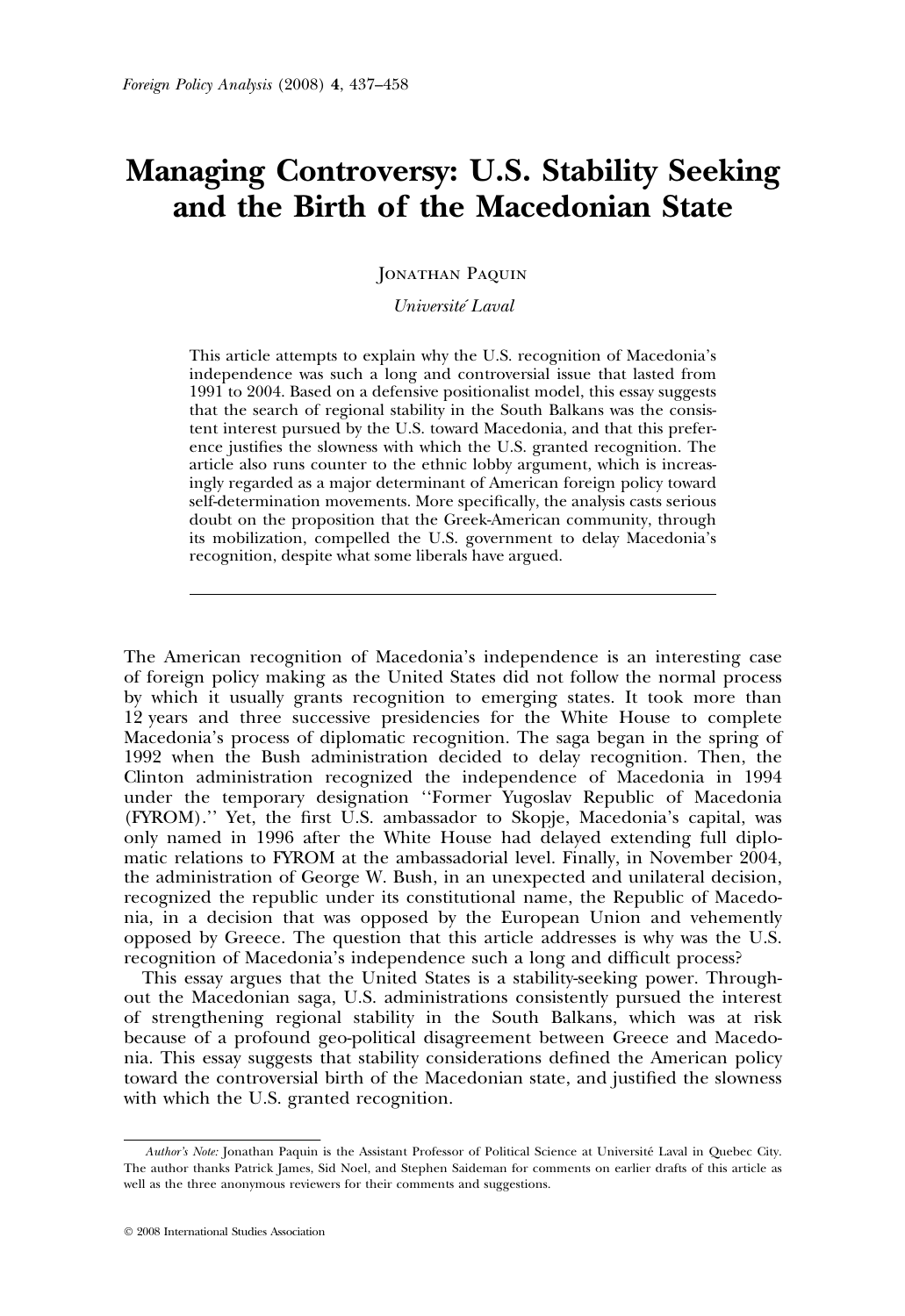# Managing Controversy: U.S. Stability Seeking and the Birth of the Macedonian State

Jonathan Paquin

*Université Laval*

This article attempts to explain why the U.S. recognition of Macedonia's independence was such a long and controversial issue that lasted from 1991 to 2004. Based on a defensive positionalist model, this essay suggests that the search of regional stability in the South Balkans was the consistent interest pursued by the U.S. toward Macedonia, and that this preference justifies the slowness with which the U.S. granted recognition. The article also runs counter to the ethnic lobby argument, which is increasingly regarded as a major determinant of American foreign policy toward self-determination movements. More specifically, the analysis casts serious doubt on the proposition that the Greek-American community, through its mobilization, compelled the U.S. government to delay Macedonia's recognition, despite what some liberals have argued.

---

The American recognition of Macedonia's independence is an interesting case of foreign policy making as the United States did not follow the normal process by which it usually grants recognition to emerging states. It took more than 12 years and three successive presidencies for the White House to complete Macedonia's process of diplomatic recognition. The saga began in the spring of 1992 when the Bush administration decided to delay recognition. Then, the Clinton administration recognized the independence of Macedonia in 1994 under the temporary designation ''Former Yugoslav Republic of Macedonia (FYROM).'' Yet, the first U.S. ambassador to Skopje, Macedonia's capital, was only named in 1996 after the White House had delayed extending full diplomatic relations to FYROM at the ambassadorial level. Finally, in November 2004, the administration of George W. Bush, in an unexpected and unilateral decision, recognized the republic under its constitutional name, the Republic of Macedonia, in a decision that was opposed by the European Union and vehemently opposed by Greece. The question that this article addresses is why was the U.S. recognition of Macedonia's independence such a long and difficult process?

This essay argues that the United States is a stability-seeking power. Throughout the Macedonian saga, U.S. administrations consistently pursued the interest of strengthening regional stability in the South Balkans, which was at risk because of a profound geo-political disagreement between Greece and Macedonia. This essay suggests that stability considerations defined the American policy toward the controversial birth of the Macedonian state, and justified the slowness with which the U.S. granted recognition.

*Author's Note:* Jonathan Paquin is the Assistant Professor of Political Science at Université Laval in Quebec City. The author thanks Patrick James, Sid Noel, and Stephen Saideman for comments on earlier drafts of this article as well as the three anonymous reviewers for their comments and suggestions.

© 2008 International Studies Association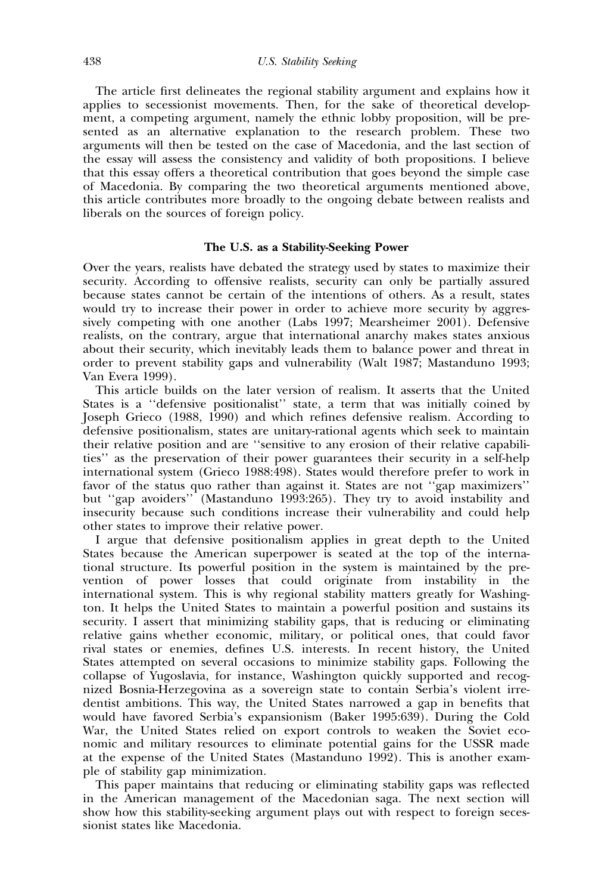The article first delineates the regional stability argument and explains how it applies to secessionist movements. Then, for the sake of theoretical development, a competing argument, namely the ethnic lobby proposition, will be presented as an alternative explanation to the research problem. These two arguments will then be tested on the case of Macedonia, and the last section of the essay will assess the consistency and validity of both propositions. I believe that this essay offers a theoretical contribution that goes beyond the simple case of Macedonia. By comparing the two theoretical arguments mentioned above, this article contributes more broadly to the ongoing debate between realists and liberals on the sources of foreign policy.

## The U.S. as a Stability-Seeking Power

Over the years, realists have debated the strategy used by states to maximize their security. According to offensive realists, security can only be partially assured because states cannot be certain of the intentions of others. As a result, states would try to increase their power in order to achieve more security by aggressively competing with one another (Labs 1997; Mearsheimer 2001). Defensive realists, on the contrary, argue that international anarchy makes states anxious about their security, which inevitably leads them to balance power and threat in order to prevent stability gaps and vulnerability (Walt 1987; Mastanduno 1993; Van Evera 1999).

This article builds on the later version of realism. It asserts that the United States is a ''defensive positionalist'' state, a term that was initially coined by Joseph Grieco (1988, 1990) and which refines defensive realism. According to defensive positionalism, states are unitary-rational agents which seek to maintain their relative position and are ''sensitive to any erosion of their relative capabilities'' as the preservation of their power guarantees their security in a self-help international system (Grieco 1988:498). States would therefore prefer to work in favor of the status quo rather than against it. States are not ''gap maximizers'' but ''gap avoiders'' (Mastanduno 1993:265). They try to avoid instability and insecurity because such conditions increase their vulnerability and could help other states to improve their relative power.

I argue that defensive positionalism applies in great depth to the United States because the American superpower is seated at the top of the international structure. Its powerful position in the system is maintained by the prevention of power losses that could originate from instability in the international system. This is why regional stability matters greatly for Washington. It helps the United States to maintain a powerful position and sustains its security. I assert that minimizing stability gaps, that is reducing or eliminating relative gains whether economic, military, or political ones, that could favor rival states or enemies, defines U.S. interests. In recent history, the United States attempted on several occasions to minimize stability gaps. Following the collapse of Yugoslavia, for instance, Washington quickly supported and recognized Bosnia-Herzegovina as a sovereign state to contain Serbia's violent irredentist ambitions. This way, the United States narrowed a gap in benefits that would have favored Serbia's expansionism (Baker 1995:639). During the Cold War, the United States relied on export controls to weaken the Soviet economic and military resources to eliminate potential gains for the USSR made at the expense of the United States (Mastanduno 1992). This is another example of stability gap minimization.

This paper maintains that reducing or eliminating stability gaps was reflected in the American management of the Macedonian saga. The next section will show how this stability-seeking argument plays out with respect to foreign secessionist states like Macedonia.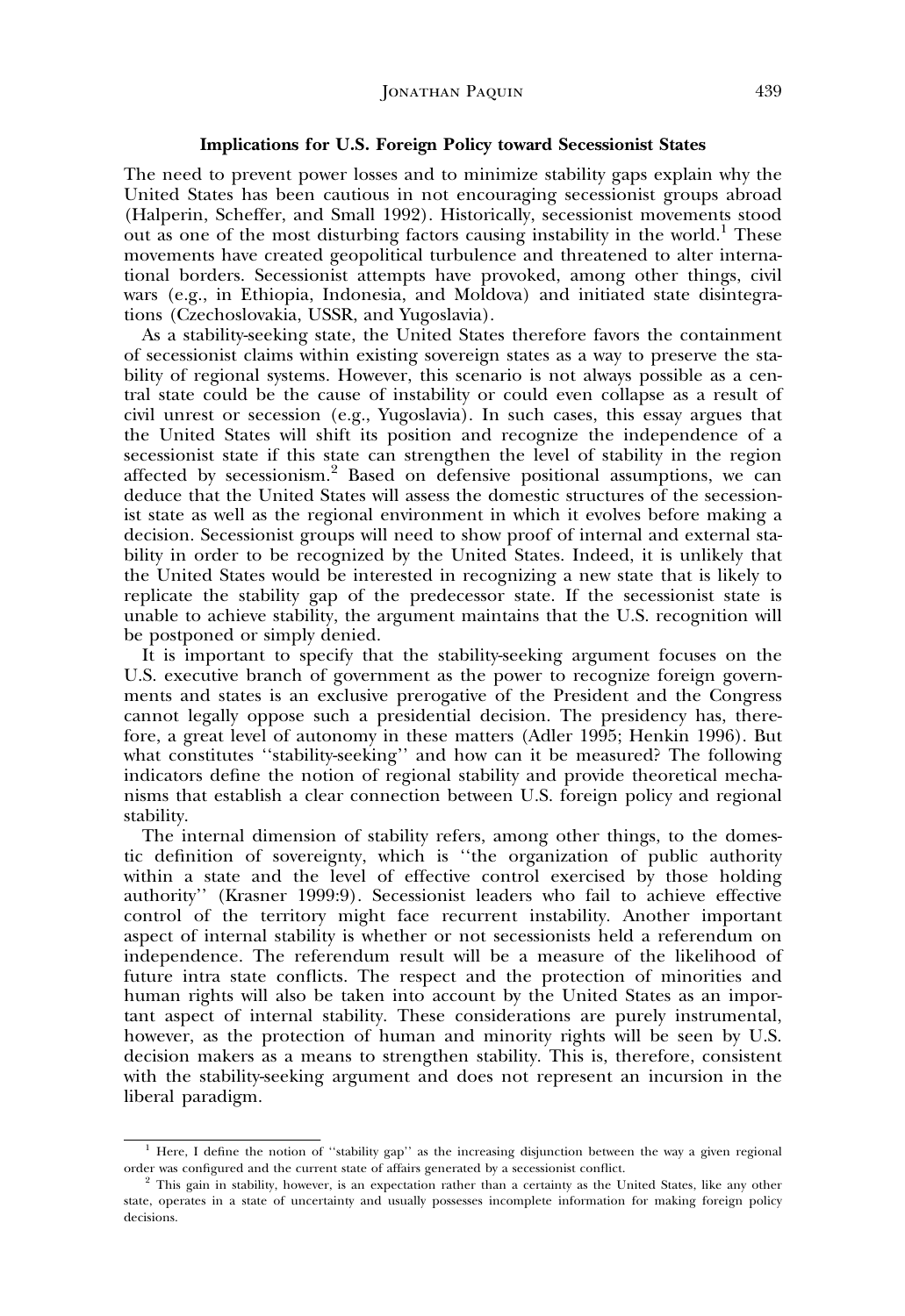### Implications for U.S. Foreign Policy toward Secessionist States

The need to prevent power losses and to minimize stability gaps explain why the United States has been cautious in not encouraging secessionist groups abroad (Halperin, Scheffer, and Small 1992). Historically, secessionist movements stood out as one of the most disturbing factors causing instability in the world.[1] These movements have created geopolitical turbulence and threatened to alter international borders. Secessionist attempts have provoked, among other things, civil wars (e.g., in Ethiopia, Indonesia, and Moldova) and initiated state disintegrations (Czechoslovakia, USSR, and Yugoslavia).

As a stability-seeking state, the United States therefore favors the containment of secessionist claims within existing sovereign states as a way to preserve the stability of regional systems. However, this scenario is not always possible as a central state could be the cause of instability or could even collapse as a result of civil unrest or secession (e.g., Yugoslavia). In such cases, this essay argues that the United States will shift its position and recognize the independence of a secessionist state if this state can strengthen the level of stability in the region affected by secessionism.[2] Based on defensive positional assumptions, we can deduce that the United States will assess the domestic structures of the secessionist state as well as the regional environment in which it evolves before making a decision. Secessionist groups will need to show proof of internal and external stability in order to be recognized by the United States. Indeed, it is unlikely that the United States would be interested in recognizing a new state that is likely to replicate the stability gap of the predecessor state. If the secessionist state is unable to achieve stability, the argument maintains that the U.S. recognition will be postponed or simply denied.

It is important to specify that the stability-seeking argument focuses on the U.S. executive branch of government as the power to recognize foreign governments and states is an exclusive prerogative of the President and the Congress cannot legally oppose such a presidential decision. The presidency has, therefore, a great level of autonomy in these matters (Adler 1995; Henkin 1996). But what constitutes ''stability-seeking'' and how can it be measured? The following indicators define the notion of regional stability and provide theoretical mechanisms that establish a clear connection between U.S. foreign policy and regional stability.

The internal dimension of stability refers, among other things, to the domestic definition of sovereignty, which is ''the organization of public authority within a state and the level of effective control exercised by those holding authority'' (Krasner 1999:9). Secessionist leaders who fail to achieve effective control of the territory might face recurrent instability. Another important aspect of internal stability is whether or not secessionists held a referendum on independence. The referendum result will be a measure of the likelihood of future intra state conflicts. The respect and the protection of minorities and human rights will also be taken into account by the United States as an important aspect of internal stability. These considerations are purely instrumental, however, as the protection of human and minority rights will be seen by U.S. decision makers as a means to strengthen stability. This is, therefore, consistent with the stability-seeking argument and does not represent an incursion in the liberal paradigm.

---

[1] Here, I define the notion of ''stability gap'' as the increasing disjunction between the way a given regional order was configured and the current state of affairs generated by a secessionist conflict.

[2] This gain in stability, however, is an expectation rather than a certainty as the United States, like any other state, operates in a state of uncertainty and usually possesses incomplete information for making foreign policy decisions.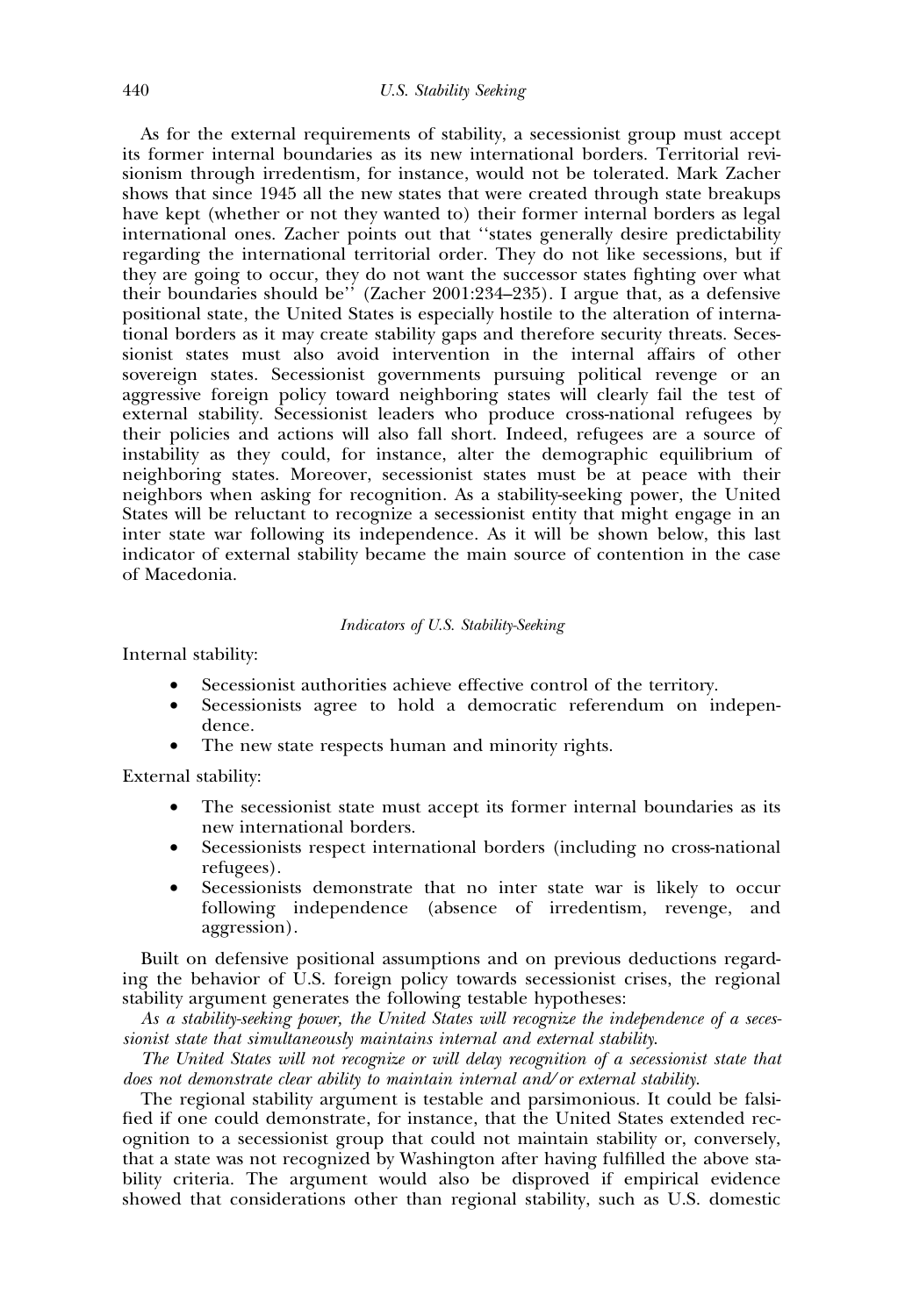As for the external requirements of stability, a secessionist group must accept its former internal boundaries as its new international borders. Territorial revisionism through irredentism, for instance, would not be tolerated. Mark Zacher shows that since 1945 all the new states that were created through state breakups have kept (whether or not they wanted to) their former internal borders as legal international ones. Zacher points out that ''states generally desire predictability regarding the international territorial order. They do not like secessions, but if they are going to occur, they do not want the successor states fighting over what their boundaries should be'' (Zacher 2001:234–235). I argue that, as a defensive positional state, the United States is especially hostile to the alteration of international borders as it may create stability gaps and therefore security threats. Secessionist states must also avoid intervention in the internal affairs of other sovereign states. Secessionist governments pursuing political revenge or an aggressive foreign policy toward neighboring states will clearly fail the test of external stability. Secessionist leaders who produce cross-national refugees by their policies and actions will also fall short. Indeed, refugees are a source of instability as they could, for instance, alter the demographic equilibrium of neighboring states. Moreover, secessionist states must be at peace with their neighbors when asking for recognition. As a stability-seeking power, the United States will be reluctant to recognize a secessionist entity that might engage in an inter state war following its independence. As it will be shown below, this last indicator of external stability became the main source of contention in the case of Macedonia.

*Indicators of U.S. Stability-Seeking*

Internal stability:

- Secessionist authorities achieve effective control of the territory.
- Secessionists agree to hold a democratic referendum on independence.
- The new state respects human and minority rights.

External stability:

- The secessionist state must accept its former internal boundaries as its new international borders.
- Secessionists respect international borders (including no cross-national refugees).
- Secessionists demonstrate that no inter state war is likely to occur following independence (absence of irredentism, revenge, and aggression).

Built on defensive positional assumptions and on previous deductions regarding the behavior of U.S. foreign policy towards secessionist crises, the regional stability argument generates the following testable hypotheses:

*As a stability-seeking power, the United States will recognize the independence of a secessionist state that simultaneously maintains internal and external stability.*

*The United States will not recognize or will delay recognition of a secessionist state that does not demonstrate clear ability to maintain internal and/or external stability.*

The regional stability argument is testable and parsimonious. It could be falsified if one could demonstrate, for instance, that the United States extended recognition to a secessionist group that could not maintain stability or, conversely, that a state was not recognized by Washington after having fulfilled the above stability criteria. The argument would also be disproved if empirical evidence showed that considerations other than regional stability, such as U.S. domestic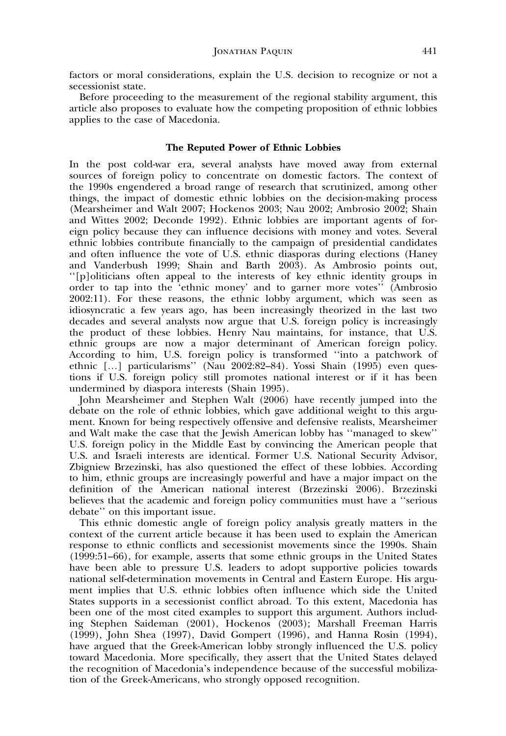factors or moral considerations, explain the U.S. decision to recognize or not a secessionist state.

Before proceeding to the measurement of the regional stability argument, this article also proposes to evaluate how the competing proposition of ethnic lobbies applies to the case of Macedonia.

## The Reputed Power of Ethnic Lobbies

In the post cold-war era, several analysts have moved away from external sources of foreign policy to concentrate on domestic factors. The context of the 1990s engendered a broad range of research that scrutinized, among other things, the impact of domestic ethnic lobbies on the decision-making process (Mearsheimer and Walt 2007; Hockenos 2003; Nau 2002; Ambrosio 2002; Shain and Wittes 2002; Deconde 1992). Ethnic lobbies are important agents of foreign policy because they can influence decisions with money and votes. Several ethnic lobbies contribute financially to the campaign of presidential candidates and often influence the vote of U.S. ethnic diasporas during elections (Haney and Vanderbush 1999; Shain and Barth 2003). As Ambrosio points out, ''[p]oliticians often appeal to the interests of key ethnic identity groups in order to tap into the 'ethnic money' and to garner more votes'' (Ambrosio 2002:11). For these reasons, the ethnic lobby argument, which was seen as idiosyncratic a few years ago, has been increasingly theorized in the last two decades and several analysts now argue that U.S. foreign policy is increasingly the product of these lobbies. Henry Nau maintains, for instance, that U.S. ethnic groups are now a major determinant of American foreign policy. According to him, U.S. foreign policy is transformed ''into a patchwork of ethnic […] particularisms'' (Nau 2002:82–84). Yossi Shain (1995) even questions if U.S. foreign policy still promotes national interest or if it has been undermined by diaspora interests (Shain 1995).

John Mearsheimer and Stephen Walt (2006) have recently jumped into the debate on the role of ethnic lobbies, which gave additional weight to this argument. Known for being respectively offensive and defensive realists, Mearsheimer and Walt make the case that the Jewish American lobby has ''managed to skew'' U.S. foreign policy in the Middle East by convincing the American people that U.S. and Israeli interests are identical. Former U.S. National Security Advisor, Zbigniew Brzezinski, has also questioned the effect of these lobbies. According to him, ethnic groups are increasingly powerful and have a major impact on the definition of the American national interest (Brzezinski 2006). Brzezinski believes that the academic and foreign policy communities must have a ''serious debate'' on this important issue.

This ethnic domestic angle of foreign policy analysis greatly matters in the context of the current article because it has been used to explain the American response to ethnic conflicts and secessionist movements since the 1990s. Shain (1999:51–66), for example, asserts that some ethnic groups in the United States have been able to pressure U.S. leaders to adopt supportive policies towards national self-determination movements in Central and Eastern Europe. His argument implies that U.S. ethnic lobbies often influence which side the United States supports in a secessionist conflict abroad. To this extent, Macedonia has been one of the most cited examples to support this argument. Authors including Stephen Saideman (2001), Hockenos (2003); Marshall Freeman Harris (1999), John Shea (1997), David Gompert (1996), and Hanna Rosin (1994), have argued that the Greek-American lobby strongly influenced the U.S. policy toward Macedonia. More specifically, they assert that the United States delayed the recognition of Macedonia's independence because of the successful mobilization of the Greek-Americans, who strongly opposed recognition.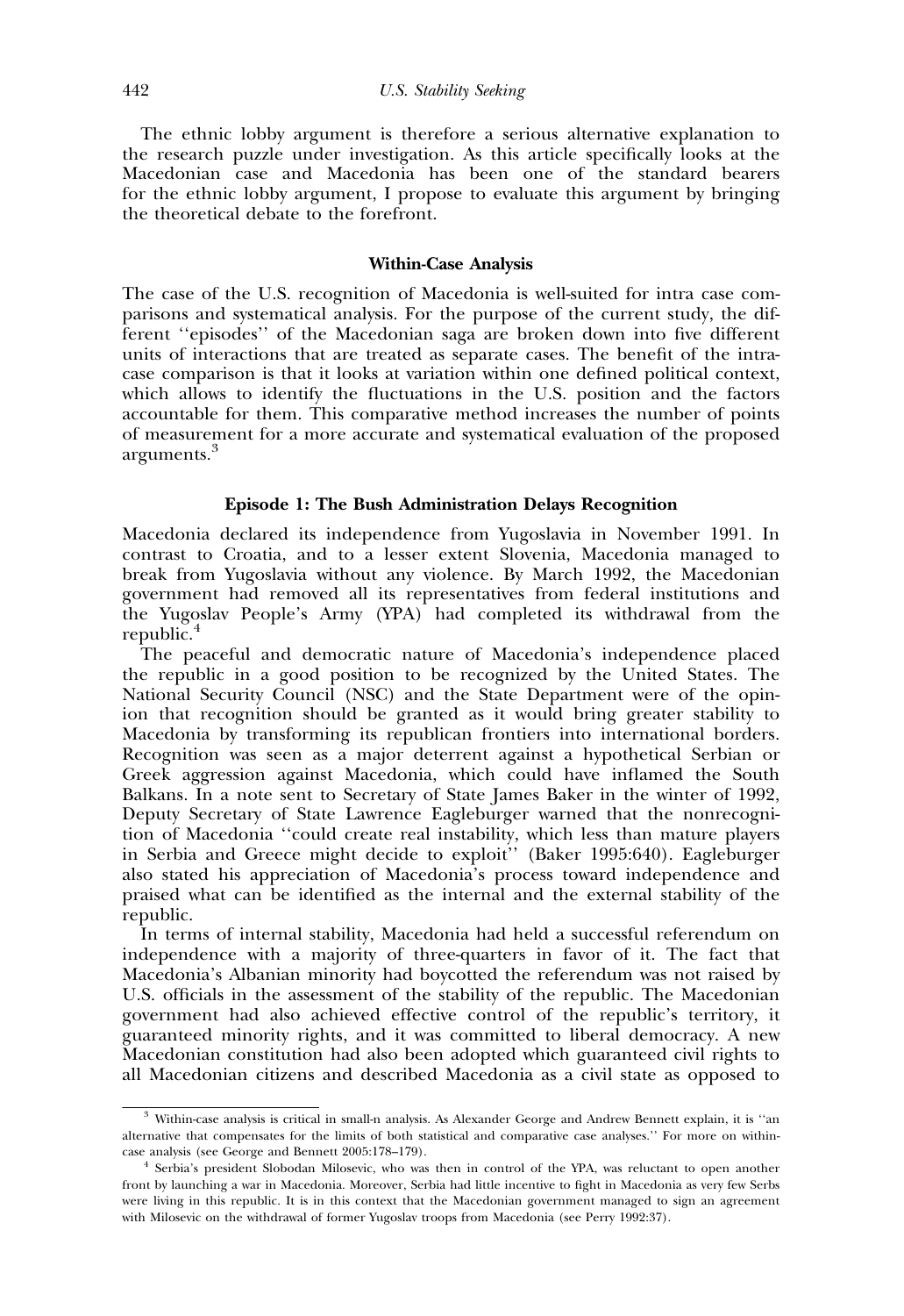The ethnic lobby argument is therefore a serious alternative explanation to the research puzzle under investigation. As this article specifically looks at the Macedonian case and Macedonia has been one of the standard bearers for the ethnic lobby argument, I propose to evaluate this argument by bringing the theoretical debate to the forefront.

### Within-Case Analysis

The case of the U.S. recognition of Macedonia is well-suited for intra case comparisons and systematical analysis. For the purpose of the current study, the different ''episodes'' of the Macedonian saga are broken down into five different units of interactions that are treated as separate cases. The benefit of the intra-case comparison is that it looks at variation within one defined political context, which allows to identify the fluctuations in the U.S. position and the factors accountable for them. This comparative method increases the number of points of measurement for a more accurate and systematical evaluation of the proposed arguments.[3]

### Episode 1: The Bush Administration Delays Recognition

Macedonia declared its independence from Yugoslavia in November 1991. In contrast to Croatia, and to a lesser extent Slovenia, Macedonia managed to break from Yugoslavia without any violence. By March 1992, the Macedonian government had removed all its representatives from federal institutions and the Yugoslav People's Army (YPA) had completed its withdrawal from the republic.[4]

The peaceful and democratic nature of Macedonia's independence placed the republic in a good position to be recognized by the United States. The National Security Council (NSC) and the State Department were of the opinion that recognition should be granted as it would bring greater stability to Macedonia by transforming its republican frontiers into international borders. Recognition was seen as a major deterrent against a hypothetical Serbian or Greek aggression against Macedonia, which could have inflamed the South Balkans. In a note sent to Secretary of State James Baker in the winter of 1992, Deputy Secretary of State Lawrence Eagleburger warned that the nonrecognition of Macedonia ''could create real instability, which less than mature players in Serbia and Greece might decide to exploit'' (Baker 1995:640). Eagleburger also stated his appreciation of Macedonia's process toward independence and praised what can be identified as the internal and the external stability of the republic.

In terms of internal stability, Macedonia had held a successful referendum on independence with a majority of three-quarters in favor of it. The fact that Macedonia's Albanian minority had boycotted the referendum was not raised by U.S. officials in the assessment of the stability of the republic. The Macedonian government had also achieved effective control of the republic's territory, it guaranteed minority rights, and it was committed to liberal democracy. A new Macedonian constitution had also been adopted which guaranteed civil rights to all Macedonian citizens and described Macedonia as a civil state as opposed to

[3] Within-case analysis is critical in small-n analysis. As Alexander George and Andrew Bennett explain, it is ''an alternative that compensates for the limits of both statistical and comparative case analyses.'' For more on within-case analysis (see George and Bennett 2005:178–179).

[4] Serbia's president Slobodan Milosevic, who was then in control of the YPA, was reluctant to open another front by launching a war in Macedonia. Moreover, Serbia had little incentive to fight in Macedonia as very few Serbs were living in this republic. It is in this context that the Macedonian government managed to sign an agreement with Milosevic on the withdrawal of former Yugoslav troops from Macedonia (see Perry 1992:37).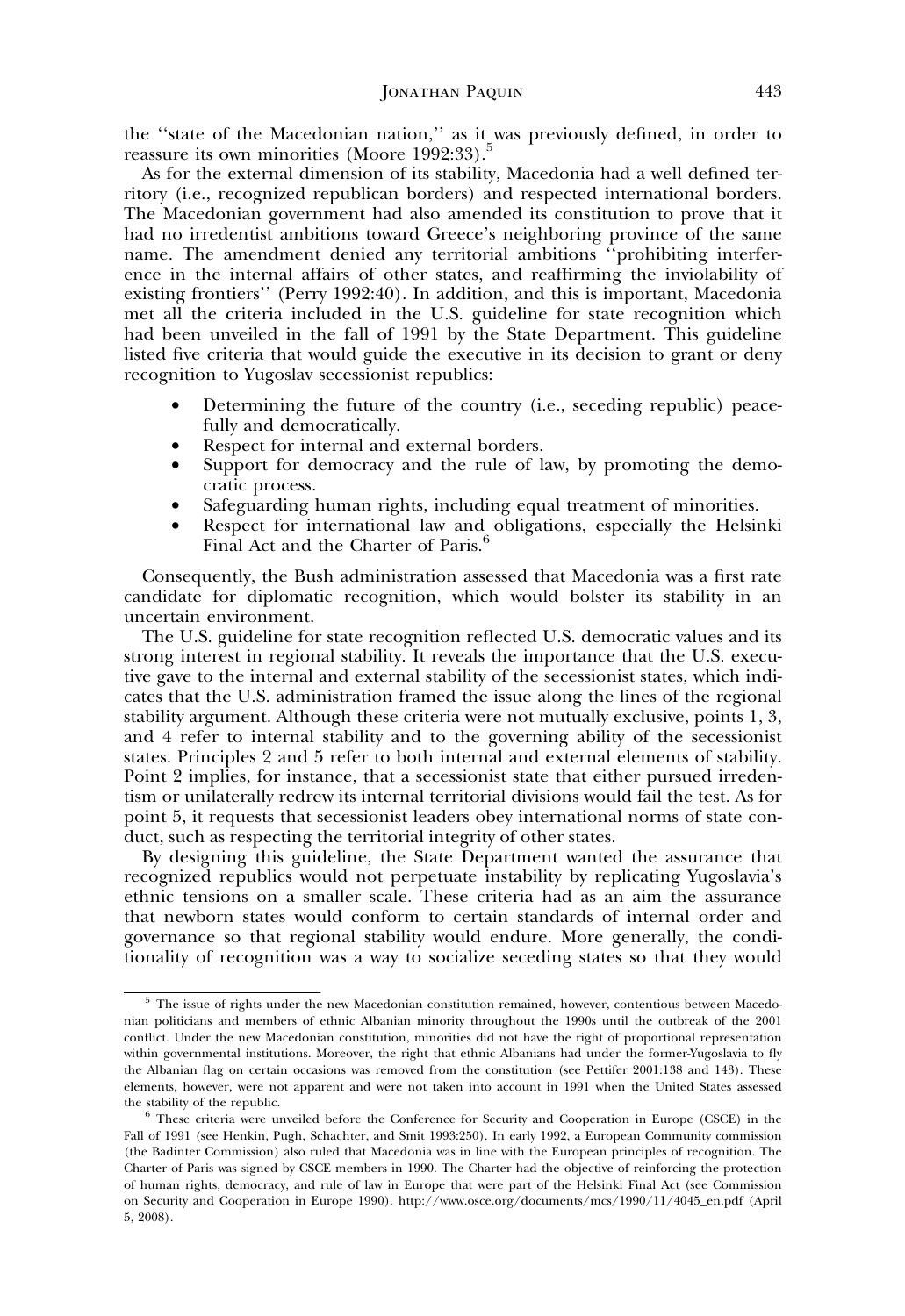the ''state of the Macedonian nation,'' as it was previously defined, in order to reassure its own minorities (Moore 1992:33).[5]

As for the external dimension of its stability, Macedonia had a well defined territory (i.e., recognized republican borders) and respected international borders. The Macedonian government had also amended its constitution to prove that it had no irredentist ambitions toward Greece's neighboring province of the same name. The amendment denied any territorial ambitions ''prohibiting interference in the internal affairs of other states, and reaffirming the inviolability of existing frontiers'' (Perry 1992:40). In addition, and this is important, Macedonia met all the criteria included in the U.S. guideline for state recognition which had been unveiled in the fall of 1991 by the State Department. This guideline listed five criteria that would guide the executive in its decision to grant or deny recognition to Yugoslav secessionist republics:

- Determining the future of the country (i.e., seceding republic) peacefully and democratically.
- Respect for internal and external borders.
- Support for democracy and the rule of law, by promoting the democratic process.
- Safeguarding human rights, including equal treatment of minorities.
- Respect for international law and obligations, especially the Helsinki Final Act and the Charter of Paris.[6]

Consequently, the Bush administration assessed that Macedonia was a first rate candidate for diplomatic recognition, which would bolster its stability in an uncertain environment.

The U.S. guideline for state recognition reflected U.S. democratic values and its strong interest in regional stability. It reveals the importance that the U.S. executive gave to the internal and external stability of the secessionist states, which indicates that the U.S. administration framed the issue along the lines of the regional stability argument. Although these criteria were not mutually exclusive, points 1, 3, and 4 refer to internal stability and to the governing ability of the secessionist states. Principles 2 and 5 refer to both internal and external elements of stability. Point 2 implies, for instance, that a secessionist state that either pursued irredentism or unilaterally redrew its internal territorial divisions would fail the test. As for point 5, it requests that secessionist leaders obey international norms of state conduct, such as respecting the territorial integrity of other states.

By designing this guideline, the State Department wanted the assurance that recognized republics would not perpetuate instability by replicating Yugoslavia's ethnic tensions on a smaller scale. These criteria had as an aim the assurance that newborn states would conform to certain standards of internal order and governance so that regional stability would endure. More generally, the conditionality of recognition was a way to socialize seceding states so that they would

[5] The issue of rights under the new Macedonian constitution remained, however, contentious between Macedonian politicians and members of ethnic Albanian minority throughout the 1990s until the outbreak of the 2001 conflict. Under the new Macedonian constitution, minorities did not have the right of proportional representation within governmental institutions. Moreover, the right that ethnic Albanians had under the former-Yugoslavia to fly the Albanian flag on certain occasions was removed from the constitution (see Pettifer 2001:138 and 143). These elements, however, were not apparent and were not taken into account in 1991 when the United States assessed the stability of the republic.

[6] These criteria were unveiled before the Conference for Security and Cooperation in Europe (CSCE) in the Fall of 1991 (see Henkin, Pugh, Schachter, and Smit 1993:250). In early 1992, a European Community commission (the Badinter Commission) also ruled that Macedonia was in line with the European principles of recognition. The Charter of Paris was signed by CSCE members in 1990. The Charter had the objective of reinforcing the protection of human rights, democracy, and rule of law in Europe that were part of the Helsinki Final Act (see Commission on Security and Cooperation in Europe 1990). http://www.osce.org/documents/mcs/1990/11/4045_en.pdf (April 5, 2008).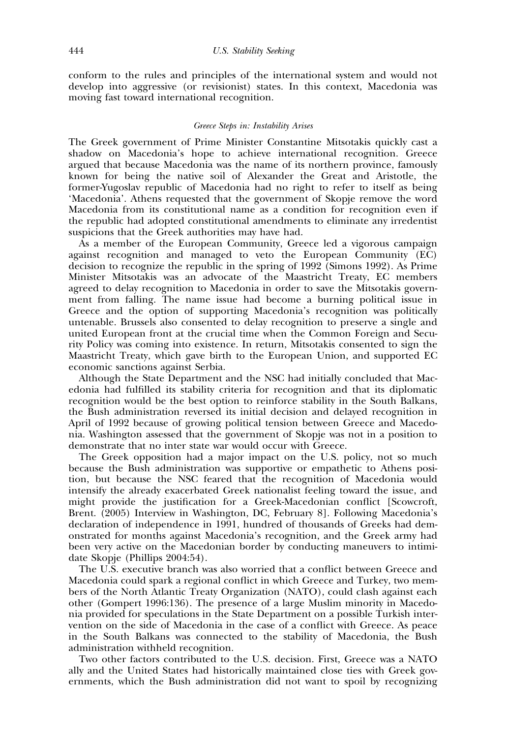conform to the rules and principles of the international system and would not develop into aggressive (or revisionist) states. In this context, Macedonia was moving fast toward international recognition.

### *Greece Steps in: Instability Arises*

The Greek government of Prime Minister Constantine Mitsotakis quickly cast a shadow on Macedonia's hope to achieve international recognition. Greece argued that because Macedonia was the name of its northern province, famously known for being the native soil of Alexander the Great and Aristotle, the former-Yugoslav republic of Macedonia had no right to refer to itself as being 'Macedonia'. Athens requested that the government of Skopje remove the word Macedonia from its constitutional name as a condition for recognition even if the republic had adopted constitutional amendments to eliminate any irredentist suspicions that the Greek authorities may have had.

As a member of the European Community, Greece led a vigorous campaign against recognition and managed to veto the European Community (EC) decision to recognize the republic in the spring of 1992 (Simons 1992). As Prime Minister Mitsotakis was an advocate of the Maastricht Treaty, EC members agreed to delay recognition to Macedonia in order to save the Mitsotakis government from falling. The name issue had become a burning political issue in Greece and the option of supporting Macedonia's recognition was politically untenable. Brussels also consented to delay recognition to preserve a single and united European front at the crucial time when the Common Foreign and Security Policy was coming into existence. In return, Mitsotakis consented to sign the Maastricht Treaty, which gave birth to the European Union, and supported EC economic sanctions against Serbia.

Although the State Department and the NSC had initially concluded that Macedonia had fulfilled its stability criteria for recognition and that its diplomatic recognition would be the best option to reinforce stability in the South Balkans, the Bush administration reversed its initial decision and delayed recognition in April of 1992 because of growing political tension between Greece and Macedonia. Washington assessed that the government of Skopje was not in a position to demonstrate that no inter state war would occur with Greece.

The Greek opposition had a major impact on the U.S. policy, not so much because the Bush administration was supportive or empathetic to Athens position, but because the NSC feared that the recognition of Macedonia would intensify the already exacerbated Greek nationalist feeling toward the issue, and might provide the justification for a Greek-Macedonian conflict [Scowcroft, Brent. (2005) Interview in Washington, DC, February 8]. Following Macedonia's declaration of independence in 1991, hundred of thousands of Greeks had demonstrated for months against Macedonia's recognition, and the Greek army had been very active on the Macedonian border by conducting maneuvers to intimidate Skopje (Phillips 2004:54).

The U.S. executive branch was also worried that a conflict between Greece and Macedonia could spark a regional conflict in which Greece and Turkey, two members of the North Atlantic Treaty Organization (NATO), could clash against each other (Gompert 1996:136). The presence of a large Muslim minority in Macedonia provided for speculations in the State Department on a possible Turkish intervention on the side of Macedonia in the case of a conflict with Greece. As peace in the South Balkans was connected to the stability of Macedonia, the Bush administration withheld recognition.

Two other factors contributed to the U.S. decision. First, Greece was a NATO ally and the United States had historically maintained close ties with Greek governments, which the Bush administration did not want to spoil by recognizing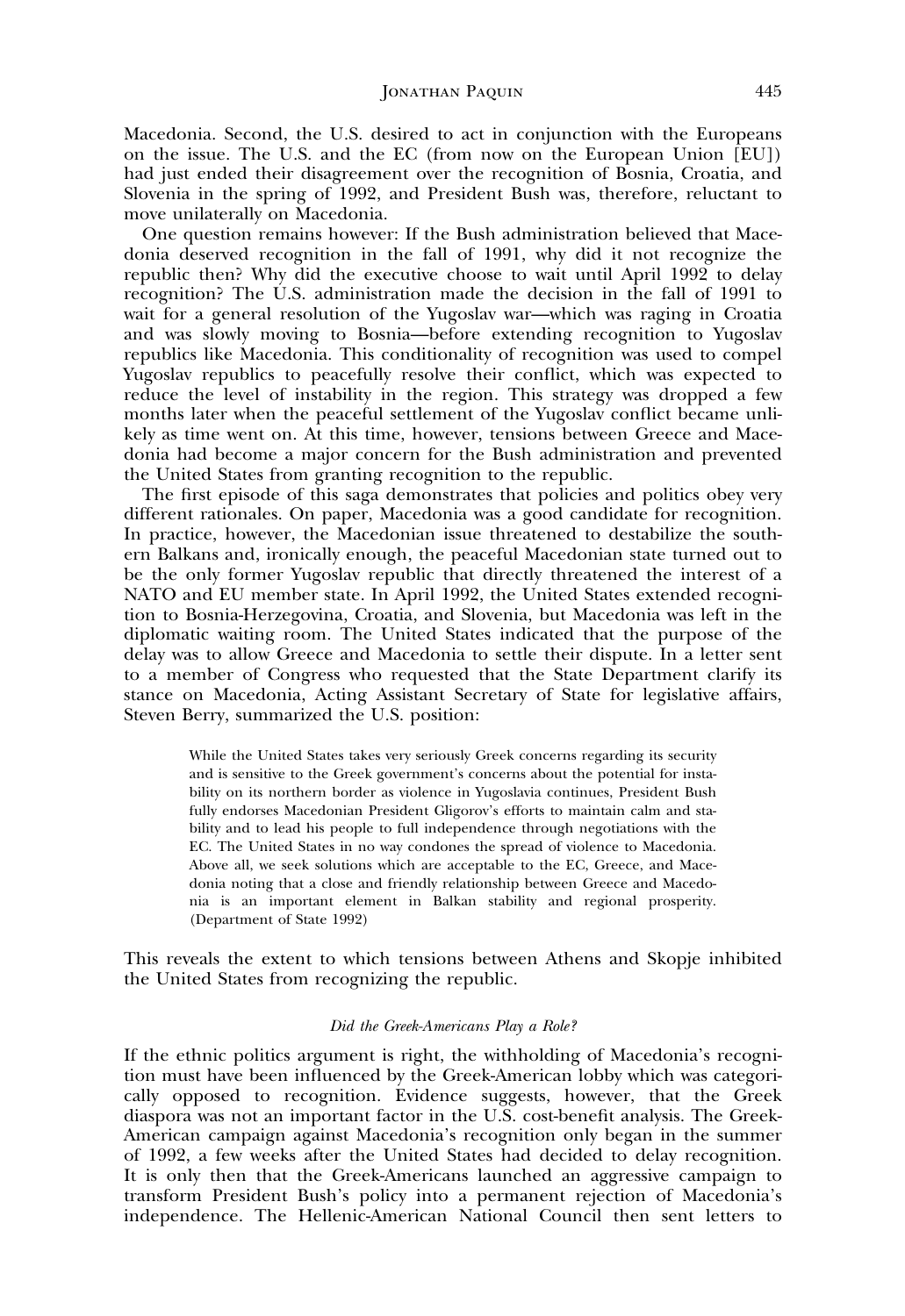Macedonia. Second, the U.S. desired to act in conjunction with the Europeans on the issue. The U.S. and the EC (from now on the European Union [EU]) had just ended their disagreement over the recognition of Bosnia, Croatia, and Slovenia in the spring of 1992, and President Bush was, therefore, reluctant to move unilaterally on Macedonia.

One question remains however: If the Bush administration believed that Macedonia deserved recognition in the fall of 1991, why did it not recognize the republic then? Why did the executive choose to wait until April 1992 to delay recognition? The U.S. administration made the decision in the fall of 1991 to wait for a general resolution of the Yugoslav war—which was raging in Croatia and was slowly moving to Bosnia—before extending recognition to Yugoslav republics like Macedonia. This conditionality of recognition was used to compel Yugoslav republics to peacefully resolve their conflict, which was expected to reduce the level of instability in the region. This strategy was dropped a few months later when the peaceful settlement of the Yugoslav conflict became unlikely as time went on. At this time, however, tensions between Greece and Macedonia had become a major concern for the Bush administration and prevented the United States from granting recognition to the republic.

The first episode of this saga demonstrates that policies and politics obey very different rationales. On paper, Macedonia was a good candidate for recognition. In practice, however, the Macedonian issue threatened to destabilize the southern Balkans and, ironically enough, the peaceful Macedonian state turned out to be the only former Yugoslav republic that directly threatened the interest of a NATO and EU member state. In April 1992, the United States extended recognition to Bosnia-Herzegovina, Croatia, and Slovenia, but Macedonia was left in the diplomatic waiting room. The United States indicated that the purpose of the delay was to allow Greece and Macedonia to settle their dispute. In a letter sent to a member of Congress who requested that the State Department clarify its stance on Macedonia, Acting Assistant Secretary of State for legislative affairs, Steven Berry, summarized the U.S. position:

> While the United States takes very seriously Greek concerns regarding its security and is sensitive to the Greek government's concerns about the potential for instability on its northern border as violence in Yugoslavia continues, President Bush fully endorses Macedonian President Gligorov's efforts to maintain calm and stability and to lead his people to full independence through negotiations with the EC. The United States in no way condones the spread of violence to Macedonia. Above all, we seek solutions which are acceptable to the EC, Greece, and Macedonia noting that a close and friendly relationship between Greece and Macedonia is an important element in Balkan stability and regional prosperity. (Department of State 1992)

This reveals the extent to which tensions between Athens and Skopje inhibited the United States from recognizing the republic.

### *Did the Greek-Americans Play a Role?*

If the ethnic politics argument is right, the withholding of Macedonia's recognition must have been influenced by the Greek-American lobby which was categorically opposed to recognition. Evidence suggests, however, that the Greek diaspora was not an important factor in the U.S. cost-benefit analysis. The Greek-American campaign against Macedonia's recognition only began in the summer of 1992, a few weeks after the United States had decided to delay recognition. It is only then that the Greek-Americans launched an aggressive campaign to transform President Bush's policy into a permanent rejection of Macedonia's independence. The Hellenic-American National Council then sent letters to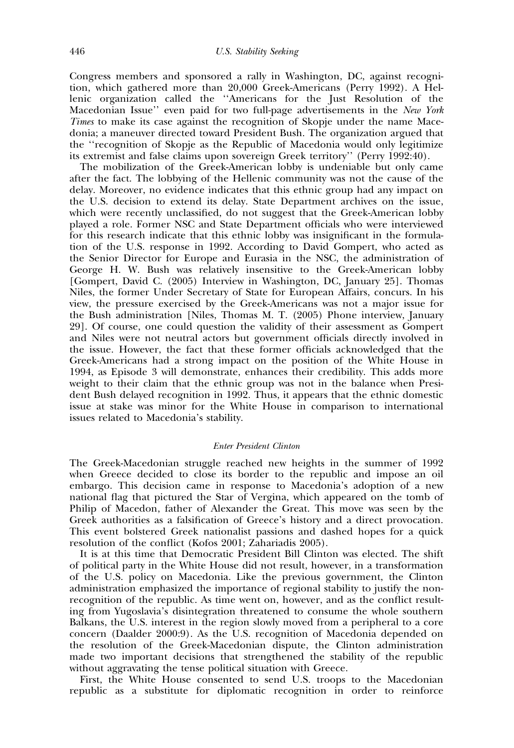Congress members and sponsored a rally in Washington, DC, against recognition, which gathered more than 20,000 Greek-Americans (Perry 1992). A Hellenic organization called the ''Americans for the Just Resolution of the Macedonian Issue'' even paid for two full-page advertisements in the *New York Times* to make its case against the recognition of Skopje under the name Macedonia; a maneuver directed toward President Bush. The organization argued that the ''recognition of Skopje as the Republic of Macedonia would only legitimize its extremist and false claims upon sovereign Greek territory'' (Perry 1992:40).

The mobilization of the Greek-American lobby is undeniable but only came after the fact. The lobbying of the Hellenic community was not the cause of the delay. Moreover, no evidence indicates that this ethnic group had any impact on the U.S. decision to extend its delay. State Department archives on the issue, which were recently unclassified, do not suggest that the Greek-American lobby played a role. Former NSC and State Department officials who were interviewed for this research indicate that this ethnic lobby was insignificant in the formulation of the U.S. response in 1992. According to David Gompert, who acted as the Senior Director for Europe and Eurasia in the NSC, the administration of George H. W. Bush was relatively insensitive to the Greek-American lobby [Gompert, David C. (2005) Interview in Washington, DC, January 25]. Thomas Niles, the former Under Secretary of State for European Affairs, concurs. In his view, the pressure exercised by the Greek-Americans was not a major issue for the Bush administration [Niles, Thomas M. T. (2005) Phone interview, January 29]. Of course, one could question the validity of their assessment as Gompert and Niles were not neutral actors but government officials directly involved in the issue. However, the fact that these former officials acknowledged that the Greek-Americans had a strong impact on the position of the White House in 1994, as Episode 3 will demonstrate, enhances their credibility. This adds more weight to their claim that the ethnic group was not in the balance when President Bush delayed recognition in 1992. Thus, it appears that the ethnic domestic issue at stake was minor for the White House in comparison to international issues related to Macedonia's stability.

### *Enter President Clinton*

The Greek-Macedonian struggle reached new heights in the summer of 1992 when Greece decided to close its border to the republic and impose an oil embargo. This decision came in response to Macedonia's adoption of a new national flag that pictured the Star of Vergina, which appeared on the tomb of Philip of Macedon, father of Alexander the Great. This move was seen by the Greek authorities as a falsification of Greece's history and a direct provocation. This event bolstered Greek nationalist passions and dashed hopes for a quick resolution of the conflict (Kofos 2001; Zahariadis 2005).

It is at this time that Democratic President Bill Clinton was elected. The shift of political party in the White House did not result, however, in a transformation of the U.S. policy on Macedonia. Like the previous government, the Clinton administration emphasized the importance of regional stability to justify the non-recognition of the republic. As time went on, however, and as the conflict resulting from Yugoslavia's disintegration threatened to consume the whole southern Balkans, the U.S. interest in the region slowly moved from a peripheral to a core concern (Daalder 2000:9). As the U.S. recognition of Macedonia depended on the resolution of the Greek-Macedonian dispute, the Clinton administration made two important decisions that strengthened the stability of the republic without aggravating the tense political situation with Greece.

First, the White House consented to send U.S. troops to the Macedonian republic as a substitute for diplomatic recognition in order to reinforce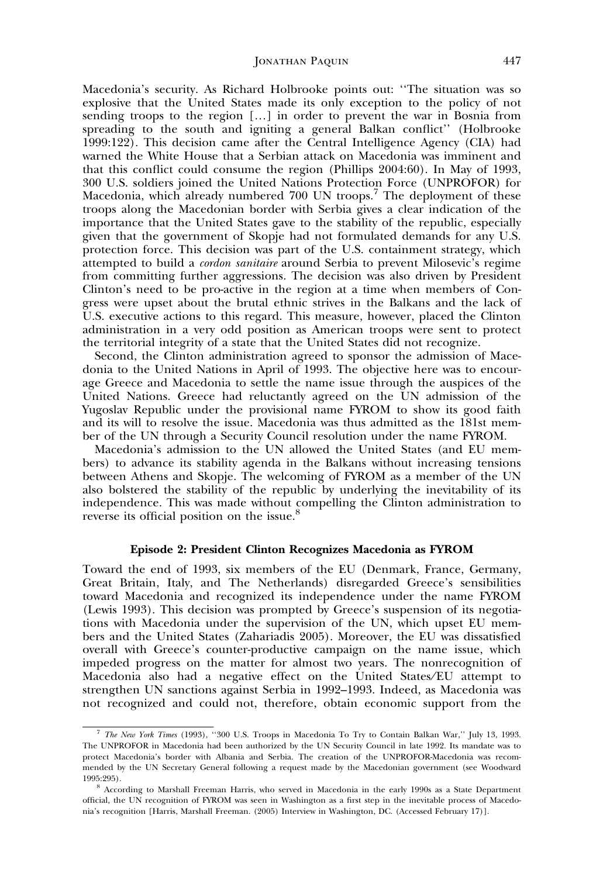Macedonia's security. As Richard Holbrooke points out: ''The situation was so explosive that the United States made its only exception to the policy of not sending troops to the region […] in order to prevent the war in Bosnia from spreading to the south and igniting a general Balkan conflict'' (Holbrooke 1999:122). This decision came after the Central Intelligence Agency (CIA) had warned the White House that a Serbian attack on Macedonia was imminent and that this conflict could consume the region (Phillips 2004:60). In May of 1993, 300 U.S. soldiers joined the United Nations Protection Force (UNPROFOR) for Macedonia, which already numbered 700 UN troops.[7] The deployment of these troops along the Macedonian border with Serbia gives a clear indication of the importance that the United States gave to the stability of the republic, especially given that the government of Skopje had not formulated demands for any U.S. protection force. This decision was part of the U.S. containment strategy, which attempted to build a *cordon sanitaire* around Serbia to prevent Milosevic's regime from committing further aggressions. The decision was also driven by President Clinton's need to be pro-active in the region at a time when members of Congress were upset about the brutal ethnic strives in the Balkans and the lack of U.S. executive actions to this regard. This measure, however, placed the Clinton administration in a very odd position as American troops were sent to protect the territorial integrity of a state that the United States did not recognize.

Second, the Clinton administration agreed to sponsor the admission of Macedonia to the United Nations in April of 1993. The objective here was to encourage Greece and Macedonia to settle the name issue through the auspices of the United Nations. Greece had reluctantly agreed on the UN admission of the Yugoslav Republic under the provisional name FYROM to show its good faith and its will to resolve the issue. Macedonia was thus admitted as the 181st member of the UN through a Security Council resolution under the name FYROM.

Macedonia's admission to the UN allowed the United States (and EU members) to advance its stability agenda in the Balkans without increasing tensions between Athens and Skopje. The welcoming of FYROM as a member of the UN also bolstered the stability of the republic by underlying the inevitability of its independence. This was made without compelling the Clinton administration to reverse its official position on the issue.[8]

#### Episode 2: President Clinton Recognizes Macedonia as FYROM

Toward the end of 1993, six members of the EU (Denmark, France, Germany, Great Britain, Italy, and The Netherlands) disregarded Greece's sensibilities toward Macedonia and recognized its independence under the name FYROM (Lewis 1993). This decision was prompted by Greece's suspension of its negotiations with Macedonia under the supervision of the UN, which upset EU members and the United States (Zahariadis 2005). Moreover, the EU was dissatisfied overall with Greece's counter-productive campaign on the name issue, which impeded progress on the matter for almost two years. The nonrecognition of Macedonia also had a negative effect on the United States/EU attempt to strengthen UN sanctions against Serbia in 1992–1993. Indeed, as Macedonia was not recognized and could not, therefore, obtain economic support from the

---

[7] *The New York Times* (1993), ''300 U.S. Troops in Macedonia To Try to Contain Balkan War,'' July 13, 1993. The UNPROFOR in Macedonia had been authorized by the UN Security Council in late 1992. Its mandate was to protect Macedonia's border with Albania and Serbia. The creation of the UNPROFOR-Macedonia was recommended by the UN Secretary General following a request made by the Macedonian government (see Woodward 1995:295).

[8] According to Marshall Freeman Harris, who served in Macedonia in the early 1990s as a State Department official, the UN recognition of FYROM was seen in Washington as a first step in the inevitable process of Macedonia's recognition [Harris, Marshall Freeman. (2005) Interview in Washington, DC. (Accessed February 17)].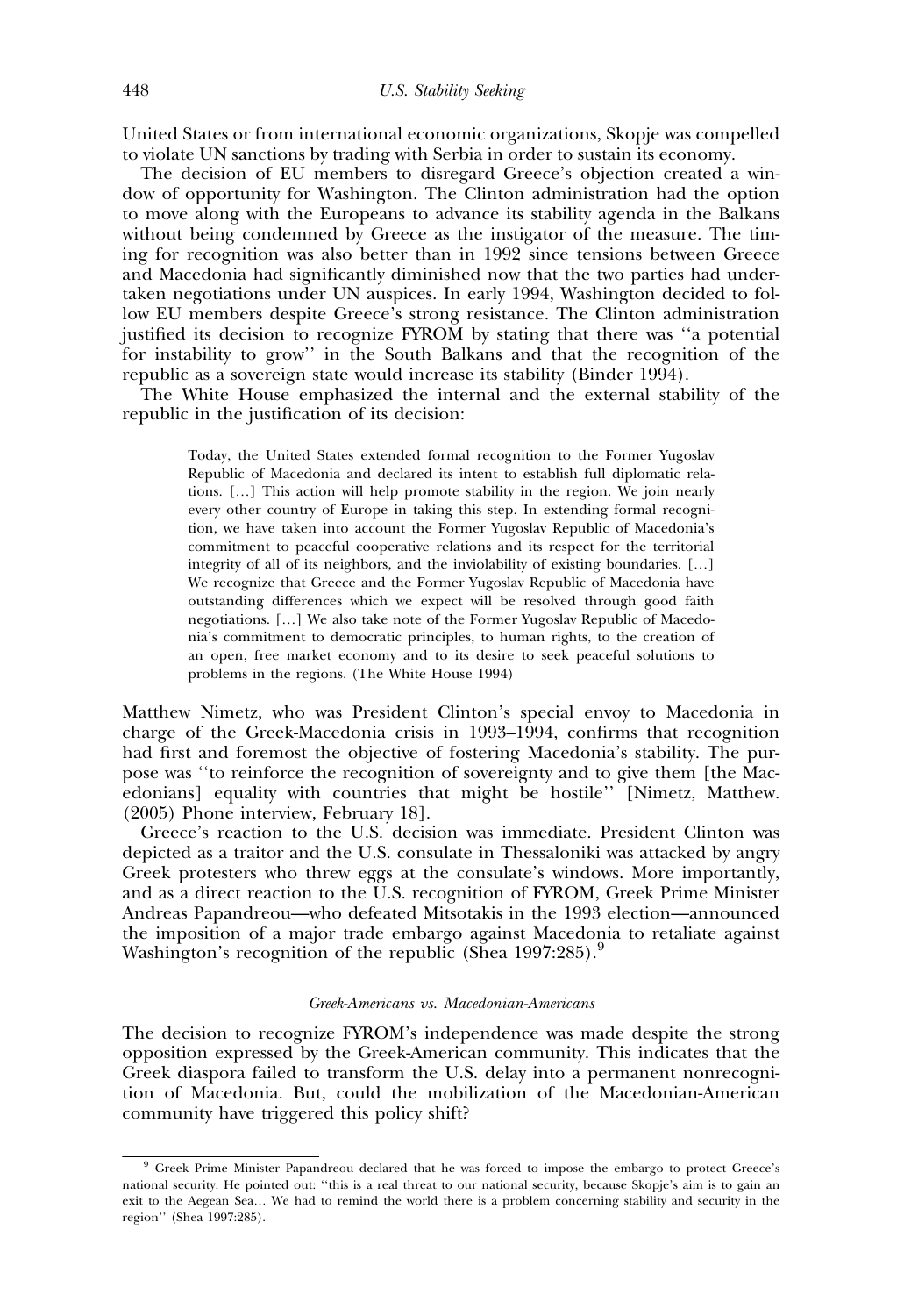United States or from international economic organizations, Skopje was compelled to violate UN sanctions by trading with Serbia in order to sustain its economy.

The decision of EU members to disregard Greece's objection created a window of opportunity for Washington. The Clinton administration had the option to move along with the Europeans to advance its stability agenda in the Balkans without being condemned by Greece as the instigator of the measure. The timing for recognition was also better than in 1992 since tensions between Greece and Macedonia had significantly diminished now that the two parties had undertaken negotiations under UN auspices. In early 1994, Washington decided to follow EU members despite Greece's strong resistance. The Clinton administration justified its decision to recognize FYROM by stating that there was ''a potential for instability to grow'' in the South Balkans and that the recognition of the republic as a sovereign state would increase its stability (Binder 1994).

The White House emphasized the internal and the external stability of the republic in the justification of its decision:

> Today, the United States extended formal recognition to the Former Yugoslav Republic of Macedonia and declared its intent to establish full diplomatic relations. […] This action will help promote stability in the region. We join nearly every other country of Europe in taking this step. In extending formal recognition, we have taken into account the Former Yugoslav Republic of Macedonia's commitment to peaceful cooperative relations and its respect for the territorial integrity of all of its neighbors, and the inviolability of existing boundaries. […] We recognize that Greece and the Former Yugoslav Republic of Macedonia have outstanding differences which we expect will be resolved through good faith negotiations. […] We also take note of the Former Yugoslav Republic of Macedonia's commitment to democratic principles, to human rights, to the creation of an open, free market economy and to its desire to seek peaceful solutions to problems in the regions. (The White House 1994)

Matthew Nimetz, who was President Clinton's special envoy to Macedonia in charge of the Greek-Macedonia crisis in 1993–1994, confirms that recognition had first and foremost the objective of fostering Macedonia's stability. The purpose was ''to reinforce the recognition of sovereignty and to give them [the Macedonians] equality with countries that might be hostile'' [Nimetz, Matthew. (2005) Phone interview, February 18].

Greece's reaction to the U.S. decision was immediate. President Clinton was depicted as a traitor and the U.S. consulate in Thessaloniki was attacked by angry Greek protesters who threw eggs at the consulate's windows. More importantly, and as a direct reaction to the U.S. recognition of FYROM, Greek Prime Minister Andreas Papandreou—who defeated Mitsotakis in the 1993 election—announced the imposition of a major trade embargo against Macedonia to retaliate against Washington's recognition of the republic (Shea 1997:285).[9]

### *Greek-Americans vs. Macedonian-Americans*

The decision to recognize FYROM's independence was made despite the strong opposition expressed by the Greek-American community. This indicates that the Greek diaspora failed to transform the U.S. delay into a permanent nonrecognition of Macedonia. But, could the mobilization of the Macedonian-American community have triggered this policy shift?

---

[9] Greek Prime Minister Papandreou declared that he was forced to impose the embargo to protect Greece's national security. He pointed out: ''this is a real threat to our national security, because Skopje's aim is to gain an exit to the Aegean Sea… We had to remind the world there is a problem concerning stability and security in the region'' (Shea 1997:285).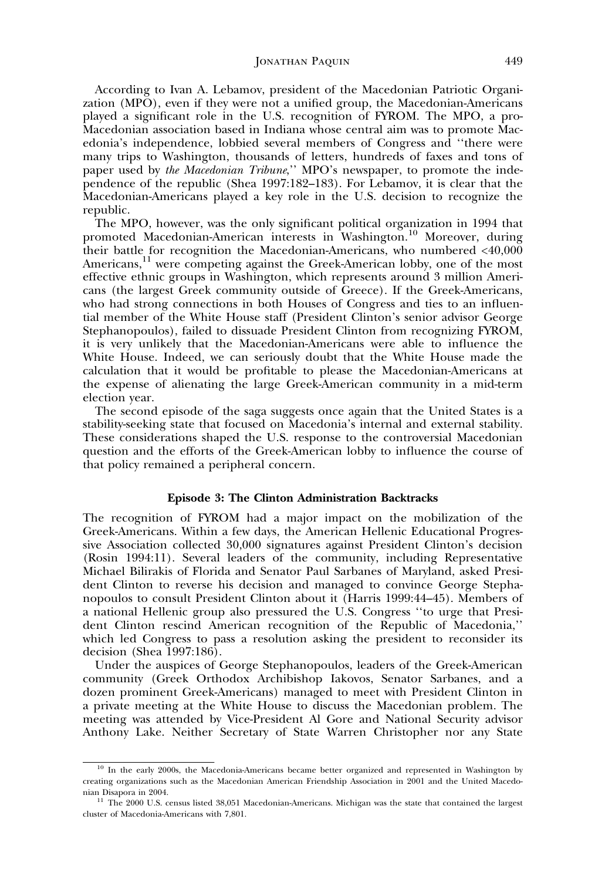According to Ivan A. Lebamov, president of the Macedonian Patriotic Organization (MPO), even if they were not a unified group, the Macedonian-Americans played a significant role in the U.S. recognition of FYROM. The MPO, a pro-Macedonian association based in Indiana whose central aim was to promote Macedonia's independence, lobbied several members of Congress and ''there were many trips to Washington, thousands of letters, hundreds of faxes and tons of paper used by *the Macedonian Tribune*,'' MPO's newspaper, to promote the independence of the republic (Shea 1997:182–183). For Lebamov, it is clear that the Macedonian-Americans played a key role in the U.S. decision to recognize the republic.

The MPO, however, was the only significant political organization in 1994 that promoted Macedonian-American interests in Washington.[10] Moreover, during their battle for recognition the Macedonian-Americans, who numbered <40,000 Americans,[11] were competing against the Greek-American lobby, one of the most effective ethnic groups in Washington, which represents around 3 million Americans (the largest Greek community outside of Greece). If the Greek-Americans, who had strong connections in both Houses of Congress and ties to an influential member of the White House staff (President Clinton's senior advisor George Stephanopoulos), failed to dissuade President Clinton from recognizing FYROM, it is very unlikely that the Macedonian-Americans were able to influence the White House. Indeed, we can seriously doubt that the White House made the calculation that it would be profitable to please the Macedonian-Americans at the expense of alienating the large Greek-American community in a mid-term election year.

The second episode of the saga suggests once again that the United States is a stability-seeking state that focused on Macedonia's internal and external stability. These considerations shaped the U.S. response to the controversial Macedonian question and the efforts of the Greek-American lobby to influence the course of that policy remained a peripheral concern.

### Episode 3: The Clinton Administration Backtracks

The recognition of FYROM had a major impact on the mobilization of the Greek-Americans. Within a few days, the American Hellenic Educational Progressive Association collected 30,000 signatures against President Clinton's decision (Rosin 1994:11). Several leaders of the community, including Representative Michael Bilirakis of Florida and Senator Paul Sarbanes of Maryland, asked President Clinton to reverse his decision and managed to convince George Stephanopoulos to consult President Clinton about it (Harris 1999:44–45). Members of a national Hellenic group also pressured the U.S. Congress ''to urge that President Clinton rescind American recognition of the Republic of Macedonia,'' which led Congress to pass a resolution asking the president to reconsider its decision (Shea 1997:186).

Under the auspices of George Stephanopoulos, leaders of the Greek-American community (Greek Orthodox Archibishop Iakovos, Senator Sarbanes, and a dozen prominent Greek-Americans) managed to meet with President Clinton in a private meeting at the White House to discuss the Macedonian problem. The meeting was attended by Vice-President Al Gore and National Security advisor Anthony Lake. Neither Secretary of State Warren Christopher nor any State

---

[10] In the early 2000s, the Macedonia-Americans became better organized and represented in Washington by creating organizations such as the Macedonian American Friendship Association in 2001 and the United Macedonian Disapora in 2004.

[11] The 2000 U.S. census listed 38,051 Macedonian-Americans. Michigan was the state that contained the largest cluster of Macedonia-Americans with 7,801.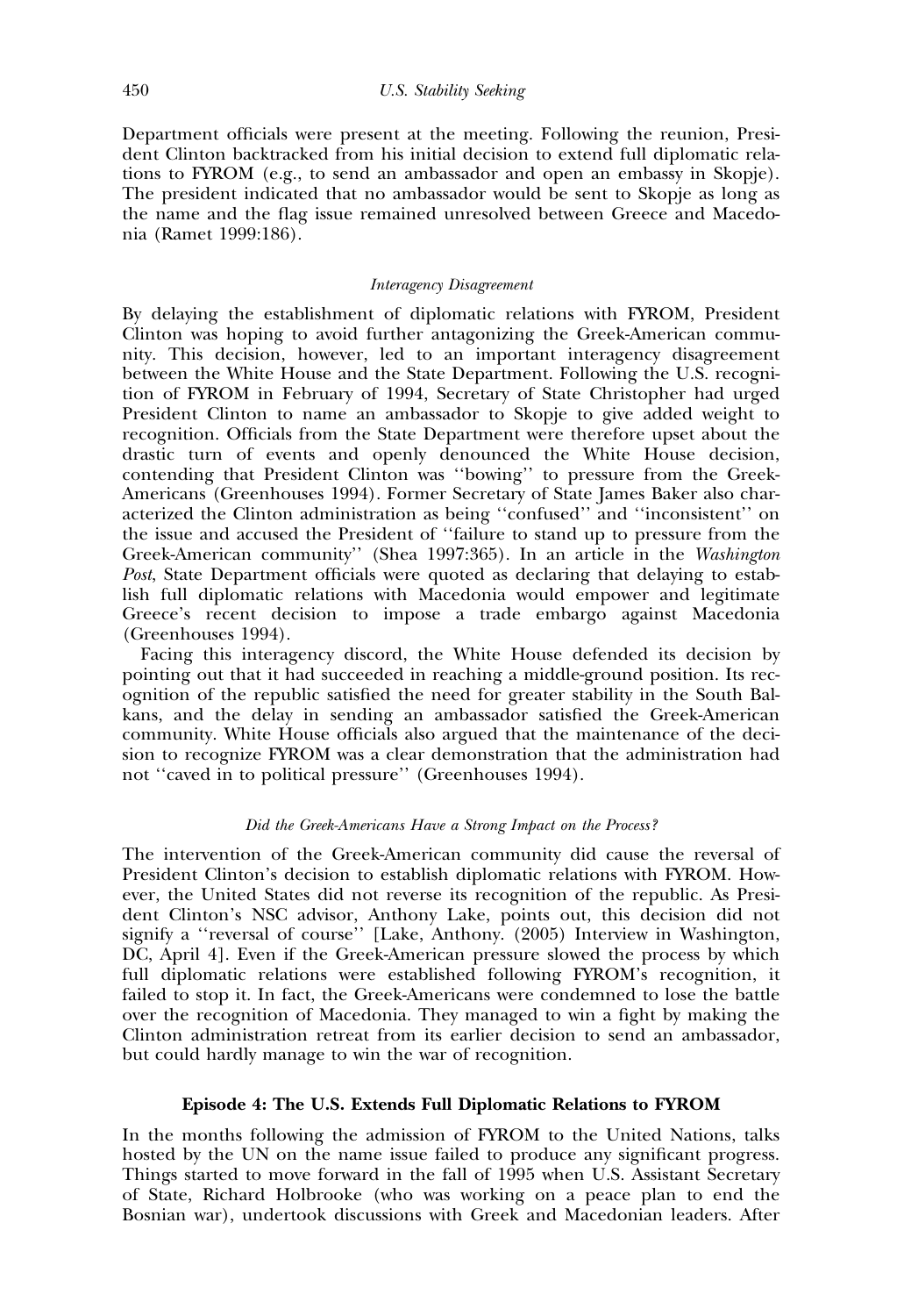Department officials were present at the meeting. Following the reunion, President Clinton backtracked from his initial decision to extend full diplomatic relations to FYROM (e.g., to send an ambassador and open an embassy in Skopje). The president indicated that no ambassador would be sent to Skopje as long as the name and the flag issue remained unresolved between Greece and Macedonia (Ramet 1999:186).

### *Interagency Disagreement*

By delaying the establishment of diplomatic relations with FYROM, President Clinton was hoping to avoid further antagonizing the Greek-American community. This decision, however, led to an important interagency disagreement between the White House and the State Department. Following the U.S. recognition of FYROM in February of 1994, Secretary of State Christopher had urged President Clinton to name an ambassador to Skopje to give added weight to recognition. Officials from the State Department were therefore upset about the drastic turn of events and openly denounced the White House decision, contending that President Clinton was ''bowing'' to pressure from the Greek-Americans (Greenhouses 1994). Former Secretary of State James Baker also characterized the Clinton administration as being ''confused'' and ''inconsistent'' on the issue and accused the President of ''failure to stand up to pressure from the Greek-American community'' (Shea 1997:365). In an article in the *Washington Post*, State Department officials were quoted as declaring that delaying to establish full diplomatic relations with Macedonia would empower and legitimate Greece's recent decision to impose a trade embargo against Macedonia (Greenhouses 1994).

Facing this interagency discord, the White House defended its decision by pointing out that it had succeeded in reaching a middle-ground position. Its recognition of the republic satisfied the need for greater stability in the South Balkans, and the delay in sending an ambassador satisfied the Greek-American community. White House officials also argued that the maintenance of the decision to recognize FYROM was a clear demonstration that the administration had not ''caved in to political pressure'' (Greenhouses 1994).

### *Did the Greek-Americans Have a Strong Impact on the Process?*

The intervention of the Greek-American community did cause the reversal of President Clinton's decision to establish diplomatic relations with FYROM. However, the United States did not reverse its recognition of the republic. As President Clinton's NSC advisor, Anthony Lake, points out, this decision did not signify a ''reversal of course'' [Lake, Anthony. (2005) Interview in Washington, DC, April 4]. Even if the Greek-American pressure slowed the process by which full diplomatic relations were established following FYROM's recognition, it failed to stop it. In fact, the Greek-Americans were condemned to lose the battle over the recognition of Macedonia. They managed to win a fight by making the Clinton administration retreat from its earlier decision to send an ambassador, but could hardly manage to win the war of recognition.

## **Episode 4: The U.S. Extends Full Diplomatic Relations to FYROM**

In the months following the admission of FYROM to the United Nations, talks hosted by the UN on the name issue failed to produce any significant progress. Things started to move forward in the fall of 1995 when U.S. Assistant Secretary of State, Richard Holbrooke (who was working on a peace plan to end the Bosnian war), undertook discussions with Greek and Macedonian leaders. After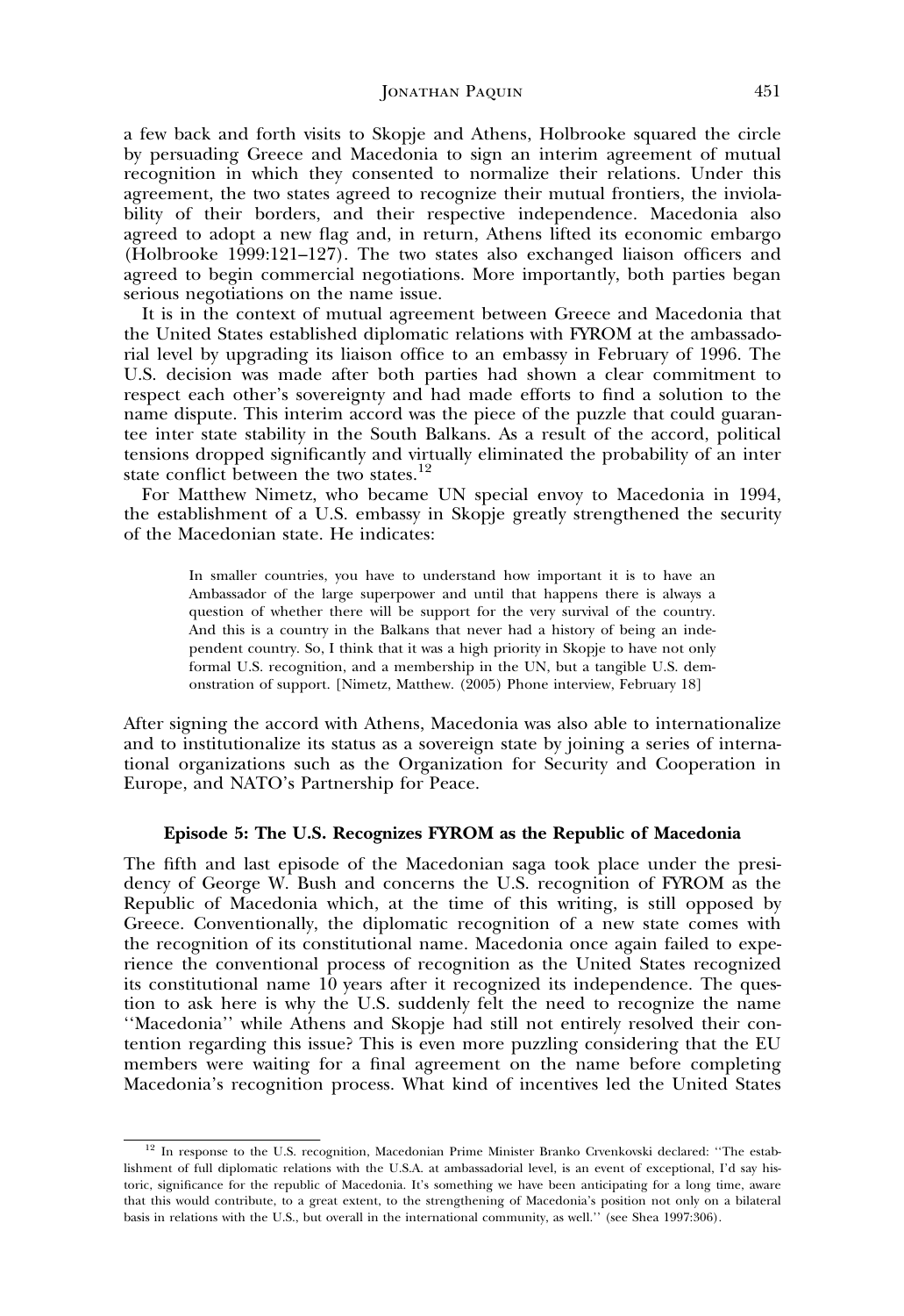a few back and forth visits to Skopje and Athens, Holbrooke squared the circle by persuading Greece and Macedonia to sign an interim agreement of mutual recognition in which they consented to normalize their relations. Under this agreement, the two states agreed to recognize their mutual frontiers, the inviolability of their borders, and their respective independence. Macedonia also agreed to adopt a new flag and, in return, Athens lifted its economic embargo (Holbrooke 1999:121–127). The two states also exchanged liaison officers and agreed to begin commercial negotiations. More importantly, both parties began serious negotiations on the name issue.

It is in the context of mutual agreement between Greece and Macedonia that the United States established diplomatic relations with FYROM at the ambassadorial level by upgrading its liaison office to an embassy in February of 1996. The U.S. decision was made after both parties had shown a clear commitment to respect each other's sovereignty and had made efforts to find a solution to the name dispute. This interim accord was the piece of the puzzle that could guarantee inter state stability in the South Balkans. As a result of the accord, political tensions dropped significantly and virtually eliminated the probability of an inter state conflict between the two states.[12]

For Matthew Nimetz, who became UN special envoy to Macedonia in 1994, the establishment of a U.S. embassy in Skopje greatly strengthened the security of the Macedonian state. He indicates:

> In smaller countries, you have to understand how important it is to have an Ambassador of the large superpower and until that happens there is always a question of whether there will be support for the very survival of the country. And this is a country in the Balkans that never had a history of being an independent country. So, I think that it was a high priority in Skopje to have not only formal U.S. recognition, and a membership in the UN, but a tangible U.S. demonstration of support. [Nimetz, Matthew. (2005) Phone interview, February 18]

After signing the accord with Athens, Macedonia was also able to internationalize and to institutionalize its status as a sovereign state by joining a series of international organizations such as the Organization for Security and Cooperation in Europe, and NATO's Partnership for Peace.

#### Episode 5: The U.S. Recognizes FYROM as the Republic of Macedonia

The fifth and last episode of the Macedonian saga took place under the presidency of George W. Bush and concerns the U.S. recognition of FYROM as the Republic of Macedonia which, at the time of this writing, is still opposed by Greece. Conventionally, the diplomatic recognition of a new state comes with the recognition of its constitutional name. Macedonia once again failed to experience the conventional process of recognition as the United States recognized its constitutional name 10 years after it recognized its independence. The question to ask here is why the U.S. suddenly felt the need to recognize the name ''Macedonia'' while Athens and Skopje had still not entirely resolved their contention regarding this issue? This is even more puzzling considering that the EU members were waiting for a final agreement on the name before completing Macedonia's recognition process. What kind of incentives led the United States

---

[12] In response to the U.S. recognition, Macedonian Prime Minister Branko Crvenkovski declared: ''The establishment of full diplomatic relations with the U.S.A. at ambassadorial level, is an event of exceptional, I'd say historic, significance for the republic of Macedonia. It's something we have been anticipating for a long time, aware that this would contribute, to a great extent, to the strengthening of Macedonia's position not only on a bilateral basis in relations with the U.S., but overall in the international community, as well.'' (see Shea 1997:306).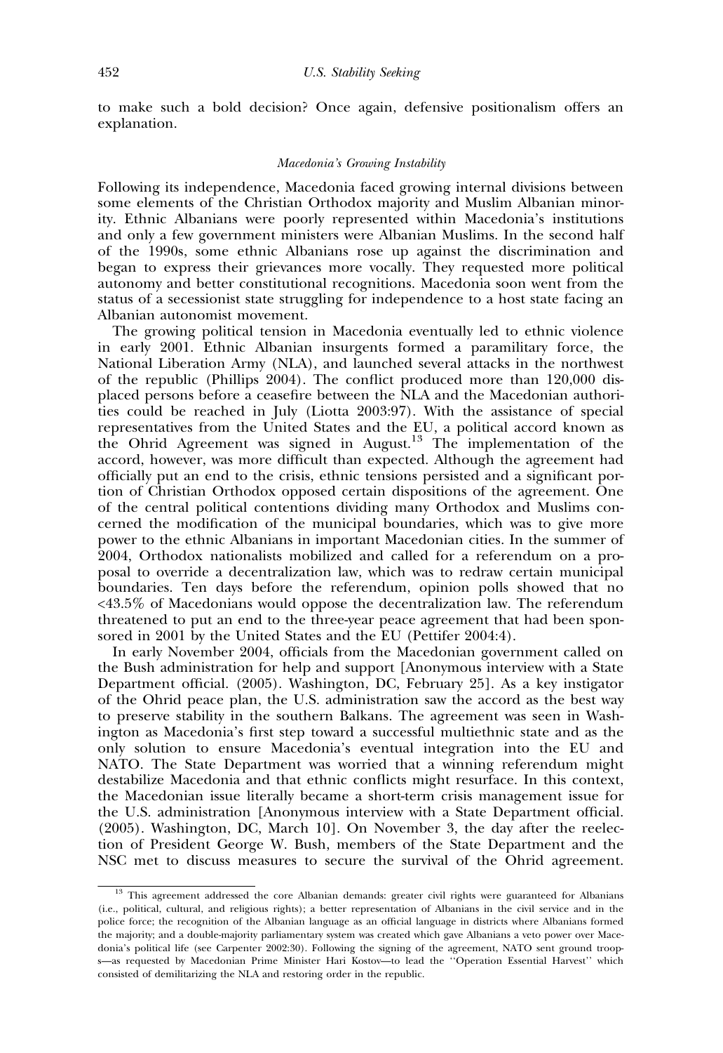to make such a bold decision? Once again, defensive positionalism offers an explanation.

### *Macedonia's Growing Instability*

Following its independence, Macedonia faced growing internal divisions between some elements of the Christian Orthodox majority and Muslim Albanian minority. Ethnic Albanians were poorly represented within Macedonia's institutions and only a few government ministers were Albanian Muslims. In the second half of the 1990s, some ethnic Albanians rose up against the discrimination and began to express their grievances more vocally. They requested more political autonomy and better constitutional recognitions. Macedonia soon went from the status of a secessionist state struggling for independence to a host state facing an Albanian autonomist movement.

The growing political tension in Macedonia eventually led to ethnic violence in early 2001. Ethnic Albanian insurgents formed a paramilitary force, the National Liberation Army (NLA), and launched several attacks in the northwest of the republic (Phillips 2004). The conflict produced more than 120,000 displaced persons before a ceasefire between the NLA and the Macedonian authorities could be reached in July (Liotta 2003:97). With the assistance of special representatives from the United States and the EU, a political accord known as the Ohrid Agreement was signed in August.[13] The implementation of the accord, however, was more difficult than expected. Although the agreement had officially put an end to the crisis, ethnic tensions persisted and a significant portion of Christian Orthodox opposed certain dispositions of the agreement. One of the central political contentions dividing many Orthodox and Muslims concerned the modification of the municipal boundaries, which was to give more power to the ethnic Albanians in important Macedonian cities. In the summer of 2004, Orthodox nationalists mobilized and called for a referendum on a proposal to override a decentralization law, which was to redraw certain municipal boundaries. Ten days before the referendum, opinion polls showed that no <43.5% of Macedonians would oppose the decentralization law. The referendum threatened to put an end to the three-year peace agreement that had been sponsored in 2001 by the United States and the EU (Pettifer 2004:4).

In early November 2004, officials from the Macedonian government called on the Bush administration for help and support [Anonymous interview with a State Department official. (2005). Washington, DC, February 25]. As a key instigator of the Ohrid peace plan, the U.S. administration saw the accord as the best way to preserve stability in the southern Balkans. The agreement was seen in Washington as Macedonia's first step toward a successful multiethnic state and as the only solution to ensure Macedonia's eventual integration into the EU and NATO. The State Department was worried that a winning referendum might destabilize Macedonia and that ethnic conflicts might resurface. In this context, the Macedonian issue literally became a short-term crisis management issue for the U.S. administration [Anonymous interview with a State Department official. (2005). Washington, DC, March 10]. On November 3, the day after the reelection of President George W. Bush, members of the State Department and the NSC met to discuss measures to secure the survival of the Ohrid agreement.

[13] This agreement addressed the core Albanian demands: greater civil rights were guaranteed for Albanians (i.e., political, cultural, and religious rights); a better representation of Albanians in the civil service and in the police force; the recognition of the Albanian language as an official language in districts where Albanians formed the majority; and a double-majority parliamentary system was created which gave Albanians a veto power over Macedonia's political life (see Carpenter 2002:30). Following the signing of the agreement, NATO sent ground troops—as requested by Macedonian Prime Minister Hari Kostov—to lead the ''Operation Essential Harvest'' which consisted of demilitarizing the NLA and restoring order in the republic.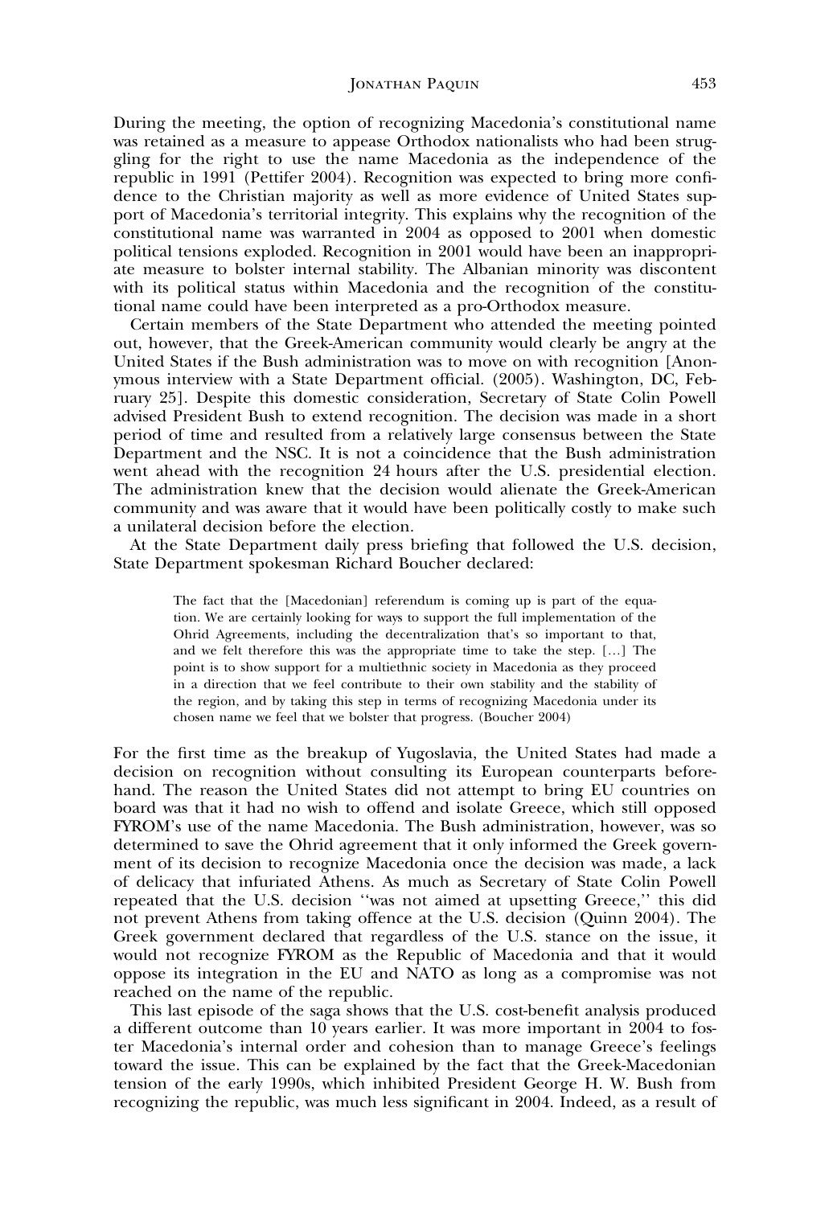During the meeting, the option of recognizing Macedonia's constitutional name was retained as a measure to appease Orthodox nationalists who had been struggling for the right to use the name Macedonia as the independence of the republic in 1991 (Pettifer 2004). Recognition was expected to bring more confidence to the Christian majority as well as more evidence of United States support of Macedonia's territorial integrity. This explains why the recognition of the constitutional name was warranted in 2004 as opposed to 2001 when domestic political tensions exploded. Recognition in 2001 would have been an inappropriate measure to bolster internal stability. The Albanian minority was discontent with its political status within Macedonia and the recognition of the constitutional name could have been interpreted as a pro-Orthodox measure.

Certain members of the State Department who attended the meeting pointed out, however, that the Greek-American community would clearly be angry at the United States if the Bush administration was to move on with recognition [Anonymous interview with a State Department official. (2005). Washington, DC, February 25]. Despite this domestic consideration, Secretary of State Colin Powell advised President Bush to extend recognition. The decision was made in a short period of time and resulted from a relatively large consensus between the State Department and the NSC. It is not a coincidence that the Bush administration went ahead with the recognition 24 hours after the U.S. presidential election. The administration knew that the decision would alienate the Greek-American community and was aware that it would have been politically costly to make such a unilateral decision before the election.

At the State Department daily press briefing that followed the U.S. decision, State Department spokesman Richard Boucher declared:

> The fact that the [Macedonian] referendum is coming up is part of the equation. We are certainly looking for ways to support the full implementation of the Ohrid Agreements, including the decentralization that's so important to that, and we felt therefore this was the appropriate time to take the step. […] The point is to show support for a multiethnic society in Macedonia as they proceed in a direction that we feel contribute to their own stability and the stability of the region, and by taking this step in terms of recognizing Macedonia under its chosen name we feel that we bolster that progress. (Boucher 2004)

For the first time as the breakup of Yugoslavia, the United States had made a decision on recognition without consulting its European counterparts beforehand. The reason the United States did not attempt to bring EU countries on board was that it had no wish to offend and isolate Greece, which still opposed FYROM's use of the name Macedonia. The Bush administration, however, was so determined to save the Ohrid agreement that it only informed the Greek government of its decision to recognize Macedonia once the decision was made, a lack of delicacy that infuriated Athens. As much as Secretary of State Colin Powell repeated that the U.S. decision ''was not aimed at upsetting Greece,'' this did not prevent Athens from taking offence at the U.S. decision (Quinn 2004). The Greek government declared that regardless of the U.S. stance on the issue, it would not recognize FYROM as the Republic of Macedonia and that it would oppose its integration in the EU and NATO as long as a compromise was not reached on the name of the republic.

This last episode of the saga shows that the U.S. cost-benefit analysis produced a different outcome than 10 years earlier. It was more important in 2004 to foster Macedonia's internal order and cohesion than to manage Greece's feelings toward the issue. This can be explained by the fact that the Greek-Macedonian tension of the early 1990s, which inhibited President George H. W. Bush from recognizing the republic, was much less significant in 2004. Indeed, as a result of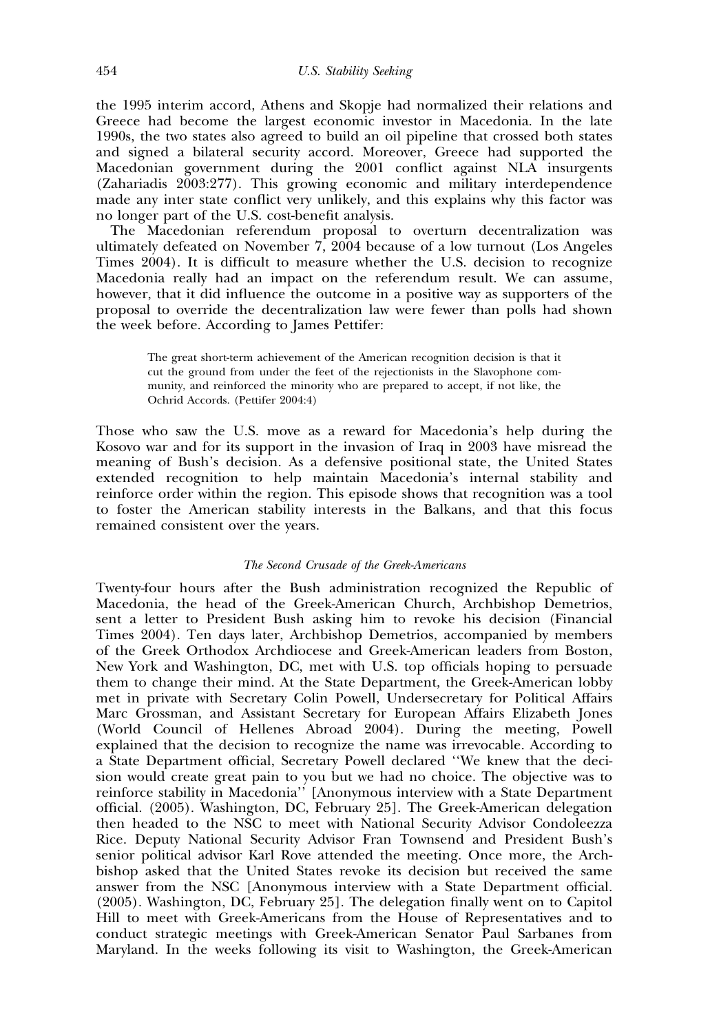the 1995 interim accord, Athens and Skopje had normalized their relations and Greece had become the largest economic investor in Macedonia. In the late 1990s, the two states also agreed to build an oil pipeline that crossed both states and signed a bilateral security accord. Moreover, Greece had supported the Macedonian government during the 2001 conflict against NLA insurgents (Zahariadis 2003:277). This growing economic and military interdependence made any inter state conflict very unlikely, and this explains why this factor was no longer part of the U.S. cost-benefit analysis.

The Macedonian referendum proposal to overturn decentralization was ultimately defeated on November 7, 2004 because of a low turnout (Los Angeles Times 2004). It is difficult to measure whether the U.S. decision to recognize Macedonia really had an impact on the referendum result. We can assume, however, that it did influence the outcome in a positive way as supporters of the proposal to override the decentralization law were fewer than polls had shown the week before. According to James Pettifer:

> The great short-term achievement of the American recognition decision is that it cut the ground from under the feet of the rejectionists in the Slavophone community, and reinforced the minority who are prepared to accept, if not like, the Ochrid Accords. (Pettifer 2004:4)

Those who saw the U.S. move as a reward for Macedonia's help during the Kosovo war and for its support in the invasion of Iraq in 2003 have misread the meaning of Bush's decision. As a defensive positional state, the United States extended recognition to help maintain Macedonia's internal stability and reinforce order within the region. This episode shows that recognition was a tool to foster the American stability interests in the Balkans, and that this focus remained consistent over the years.

### *The Second Crusade of the Greek-Americans*

Twenty-four hours after the Bush administration recognized the Republic of Macedonia, the head of the Greek-American Church, Archbishop Demetrios, sent a letter to President Bush asking him to revoke his decision (Financial Times 2004). Ten days later, Archbishop Demetrios, accompanied by members of the Greek Orthodox Archdiocese and Greek-American leaders from Boston, New York and Washington, DC, met with U.S. top officials hoping to persuade them to change their mind. At the State Department, the Greek-American lobby met in private with Secretary Colin Powell, Undersecretary for Political Affairs Marc Grossman, and Assistant Secretary for European Affairs Elizabeth Jones (World Council of Hellenes Abroad 2004). During the meeting, Powell explained that the decision to recognize the name was irrevocable. According to a State Department official, Secretary Powell declared ''We knew that the decision would create great pain to you but we had no choice. The objective was to reinforce stability in Macedonia'' [Anonymous interview with a State Department official. (2005). Washington, DC, February 25]. The Greek-American delegation then headed to the NSC to meet with National Security Advisor Condoleezza Rice. Deputy National Security Advisor Fran Townsend and President Bush's senior political advisor Karl Rove attended the meeting. Once more, the Archbishop asked that the United States revoke its decision but received the same answer from the NSC [Anonymous interview with a State Department official. (2005). Washington, DC, February 25]. The delegation finally went on to Capitol Hill to meet with Greek-Americans from the House of Representatives and to conduct strategic meetings with Greek-American Senator Paul Sarbanes from Maryland. In the weeks following its visit to Washington, the Greek-American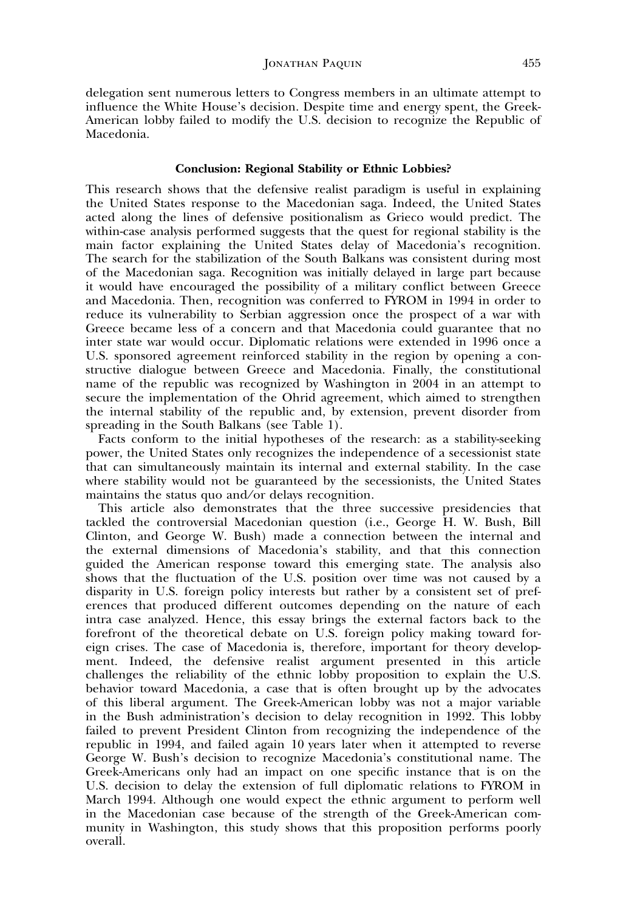delegation sent numerous letters to Congress members in an ultimate attempt to influence the White House's decision. Despite time and energy spent, the Greek-American lobby failed to modify the U.S. decision to recognize the Republic of Macedonia.

### Conclusion: Regional Stability or Ethnic Lobbies?

This research shows that the defensive realist paradigm is useful in explaining the United States response to the Macedonian saga. Indeed, the United States acted along the lines of defensive positionalism as Grieco would predict. The within-case analysis performed suggests that the quest for regional stability is the main factor explaining the United States delay of Macedonia's recognition. The search for the stabilization of the South Balkans was consistent during most of the Macedonian saga. Recognition was initially delayed in large part because it would have encouraged the possibility of a military conflict between Greece and Macedonia. Then, recognition was conferred to FYROM in 1994 in order to reduce its vulnerability to Serbian aggression once the prospect of a war with Greece became less of a concern and that Macedonia could guarantee that no inter state war would occur. Diplomatic relations were extended in 1996 once a U.S. sponsored agreement reinforced stability in the region by opening a constructive dialogue between Greece and Macedonia. Finally, the constitutional name of the republic was recognized by Washington in 2004 in an attempt to secure the implementation of the Ohrid agreement, which aimed to strengthen the internal stability of the republic and, by extension, prevent disorder from spreading in the South Balkans (see Table 1).

Facts conform to the initial hypotheses of the research: as a stability-seeking power, the United States only recognizes the independence of a secessionist state that can simultaneously maintain its internal and external stability. In the case where stability would not be guaranteed by the secessionists, the United States maintains the status quo and/or delays recognition.

This article also demonstrates that the three successive presidencies that tackled the controversial Macedonian question (i.e., George H. W. Bush, Bill Clinton, and George W. Bush) made a connection between the internal and the external dimensions of Macedonia's stability, and that this connection guided the American response toward this emerging state. The analysis also shows that the fluctuation of the U.S. position over time was not caused by a disparity in U.S. foreign policy interests but rather by a consistent set of preferences that produced different outcomes depending on the nature of each intra case analyzed. Hence, this essay brings the external factors back to the forefront of the theoretical debate on U.S. foreign policy making toward foreign crises. The case of Macedonia is, therefore, important for theory development. Indeed, the defensive realist argument presented in this article challenges the reliability of the ethnic lobby proposition to explain the U.S. behavior toward Macedonia, a case that is often brought up by the advocates of this liberal argument. The Greek-American lobby was not a major variable in the Bush administration's decision to delay recognition in 1992. This lobby failed to prevent President Clinton from recognizing the independence of the republic in 1994, and failed again 10 years later when it attempted to reverse George W. Bush's decision to recognize Macedonia's constitutional name. The Greek-Americans only had an impact on one specific instance that is on the U.S. decision to delay the extension of full diplomatic relations to FYROM in March 1994. Although one would expect the ethnic argument to perform well in the Macedonian case because of the strength of the Greek-American community in Washington, this study shows that this proposition performs poorly overall.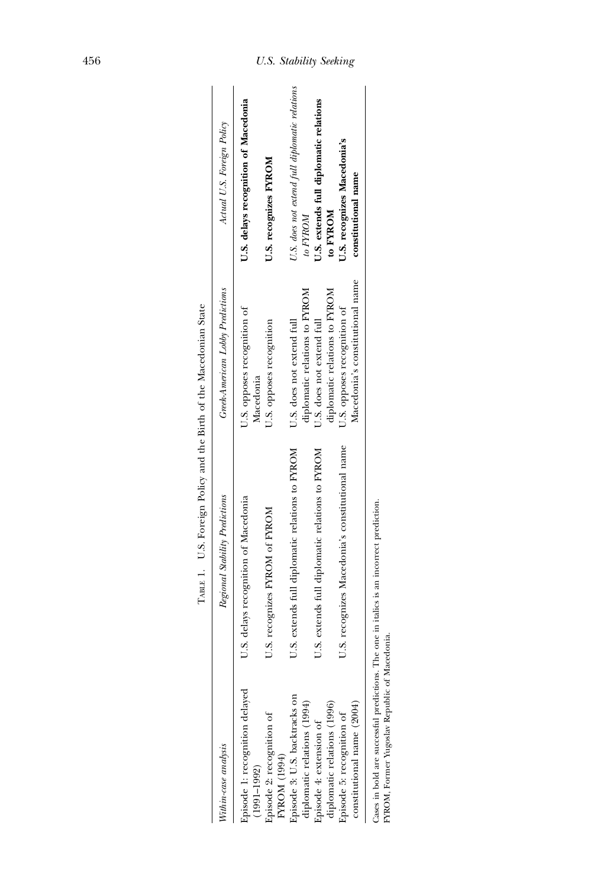TABLE 1. U.S. Foreign Policy and the Birth of the Macedonian State

| *Within-case analysis* | *Regional Stability Predictions* | *Greek-American Lobby Predictions* | *Actual U.S. Foreign Policy* |
|---|---|---|---|
| Episode 1: recognition delayed (1991–1992) | U.S. delays recognition of Macedonia | U.S. opposes recognition of Macedonia | **U.S. delays recognition of Macedonia** |
| Episode 2: recognition of FYROM (1994) | U.S. recognizes FYROM of FYROM | U.S. opposes recognition | **U.S. recognizes FYROM** |
| Episode 3: U.S. backtracks on diplomatic relations (1994) | U.S. extends full diplomatic relations to FYROM | U.S. does not extend full diplomatic relations to FYROM | *U.S. does not extend full diplomatic relations to FYROM* |
| Episode 4: extension of diplomatic relations (1996) | U.S. extends full diplomatic relations to FYROM | U.S. does not extend full diplomatic relations to FYROM | **U.S. extends full diplomatic relations to FYROM** |
| Episode 5: recognition of constitutional name (2004) | U.S. recognizes Macedonia's constitutional name | U.S. opposes recognition of Macedonia's constitutional name | **U.S. recognizes Macedonia's constitutional name** |

Cases in bold are successful predictions. The one in italics is an incorrect prediction.
FYROM, Former Yugoslav Republic of Macedonia.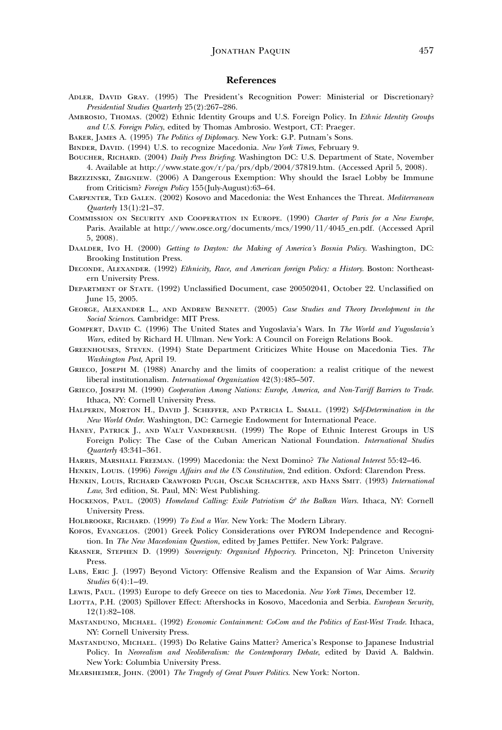## References

Adler, David Gray. (1995) The President's Recognition Power: Ministerial or Discretionary? *Presidential Studies Quarterly* 25(2):267–286.

Ambrosio, Thomas. (2002) Ethnic Identity Groups and U.S. Foreign Policy. In *Ethnic Identity Groups and U.S. Foreign Policy*, edited by Thomas Ambrosio. Westport, CT: Praeger.

Baker, James A. (1995) *The Politics of Diplomacy*. New York: G.P. Putnam's Sons.

Binder, David. (1994) U.S. to recognize Macedonia. *New York Times*, February 9.

Boucher, Richard. (2004) *Daily Press Briefing*. Washington DC: U.S. Department of State, November 4. Available at http://www.state.gov/r/pa/prs/dpb/2004/37819.htm. (Accessed April 5, 2008).

Brzezinski, Zbigniew. (2006) A Dangerous Exemption: Why should the Israel Lobby be Immune from Criticism? *Foreign Policy* 155(July-August):63–64.

Carpenter, Ted Galen. (2002) Kosovo and Macedonia: the West Enhances the Threat. *Mediterranean Quarterly* 13(1):21–37.

Commission on Security and Cooperation in Europe. (1990) *Charter of Paris for a New Europe*, Paris. Available at http://www.osce.org/documents/mcs/1990/11/4045_en.pdf. (Accessed April 5, 2008).

Daalder, Ivo H. (2000) *Getting to Dayton: the Making of America's Bosnia Policy*. Washington, DC: Brooking Institution Press.

Deconde, Alexander. (1992) *Ethnicity, Race, and American foreign Policy: a History*. Boston: Northeastern University Press.

Department of State. (1992) Unclassified Document, case 200502041, October 22. Unclassified on June 15, 2005.

George, Alexander L., and Andrew Bennett. (2005) *Case Studies and Theory Development in the Social Sciences*. Cambridge: MIT Press.

Gompert, David C. (1996) The United States and Yugoslavia's Wars. In *The World and Yugoslavia's Wars*, edited by Richard H. Ullman. New York: A Council on Foreign Relations Book.

Greenhouses, Steven. (1994) State Department Criticizes White House on Macedonia Ties. *The Washington Post*, April 19.

Grieco, Joseph M. (1988) Anarchy and the limits of cooperation: a realist critique of the newest liberal institutionalism. *International Organization* 42(3):485–507.

Grieco, Joseph M. (1990) *Cooperation Among Nations: Europe, America, and Non-Tariff Barriers to Trade*. Ithaca, NY: Cornell University Press.

Halperin, Morton H., David J. Scheffer, and Patricia L. Small. (1992) *Self-Determination in the New World Order*. Washington, DC: Carnegie Endowment for International Peace.

Haney, Patrick J., and Walt Vanderbush. (1999) The Rope of Ethnic Interest Groups in US Foreign Policy: The Case of the Cuban American National Foundation. *International Studies Quarterly* 43:341–361.

Harris, Marshall Freeman. (1999) Macedonia: the Next Domino? *The National Interest* 55:42–46.

Henkin, Louis. (1996) *Foreign Affairs and the US Constitution*, 2nd edition. Oxford: Clarendon Press.

Henkin, Louis, Richard Crawford Pugh, Oscar Schachter, and Hans Smit. (1993) *International Law*, 3rd edition, St. Paul, MN: West Publishing.

Hockenos, Paul. (2003) *Homeland Calling: Exile Patriotism & the Balkan Wars*. Ithaca, NY: Cornell University Press.

Holbrooke, Richard. (1999) *To End a War*. New York: The Modern Library.

Kofos, Evangelos. (2001) Greek Policy Considerations over FYROM Independence and Recognition. In *The New Macedonian Question*, edited by James Pettifer. New York: Palgrave.

Krasner, Stephen D. (1999) *Sovereignty: Organized Hypocricy*. Princeton, NJ: Princeton University Press.

Labs, Eric J. (1997) Beyond Victory: Offensive Realism and the Expansion of War Aims. *Security Studies* 6(4):1–49.

Lewis, Paul. (1993) Europe to defy Greece on ties to Macedonia. *New York Times*, December 12.

Liotta, P.H. (2003) Spillover Effect: Aftershocks in Kosovo, Macedonia and Serbia. *European Security*, 12(1):82–108.

Mastanduno, Michael. (1992) *Economic Containment: CoCom and the Politics of East-West Trade*. Ithaca, NY: Cornell University Press.

Mastanduno, Michael. (1993) Do Relative Gains Matter? America's Response to Japanese Industrial Policy. In *Neorealism and Neoliberalism: the Contemporary Debate*, edited by David A. Baldwin. New York: Columbia University Press.

Mearsheimer, John. (2001) *The Tragedy of Great Power Politics*. New York: Norton.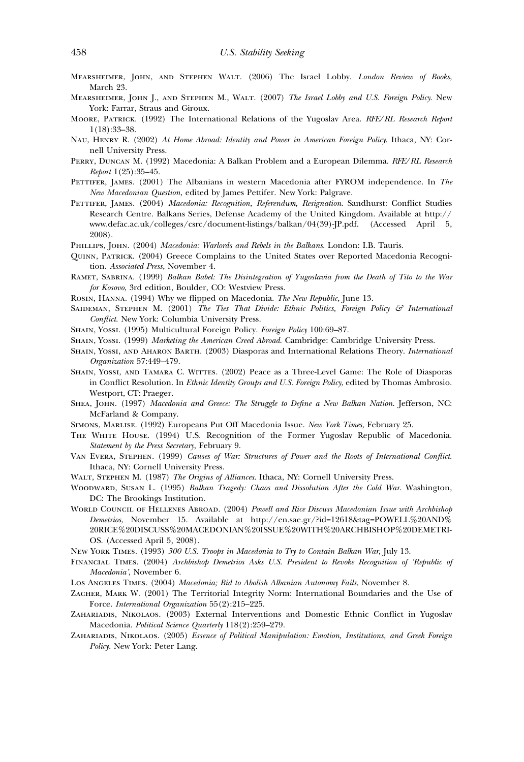Mearsheimer, John, and Stephen Walt. (2006) The Israel Lobby. *London Review of Books*, March 23.

Mearsheimer, John J., and Stephen M., Walt. (2007) *The Israel Lobby and U.S. Foreign Policy*. New York: Farrar, Straus and Giroux.

Moore, Patrick. (1992) The International Relations of the Yugoslav Area. *RFE/RL Research Report* 1(18):33–38.

Nau, Henry R. (2002) *At Home Abroad: Identity and Power in American Foreign Policy*. Ithaca, NY: Cornell University Press.

Perry, Duncan M. (1992) Macedonia: A Balkan Problem and a European Dilemma. *RFE/RL Research Report* 1(25):35–45.

Pettifer, James. (2001) The Albanians in western Macedonia after FYROM independence. In *The New Macedonian Question*, edited by James Pettifer. New York: Palgrave.

Pettifer, James. (2004) *Macedonia: Recognition, Referendum, Resignation*. Sandhurst: Conflict Studies Research Centre. Balkans Series, Defense Academy of the United Kingdom. Available at http://www.defac.ac.uk/colleges/csrc/document-listings/balkan/04(39)-JP.pdf. (Accessed April 5, 2008).

Phillips, John. (2004) *Macedonia: Warlords and Rebels in the Balkans*. London: I.B. Tauris.

Quinn, Patrick. (2004) Greece Complains to the United States over Reported Macedonia Recognition. *Associated Press*, November 4.

Ramet, Sabrina. (1999) *Balkan Babel: The Disintegration of Yugoslavia from the Death of Tito to the War for Kosovo*, 3rd edition, Boulder, CO: Westview Press.

Rosin, Hanna. (1994) Why we flipped on Macedonia. *The New Republic*, June 13.

Saideman, Stephen M. (2001) *The Ties That Divide: Ethnic Politics, Foreign Policy & International Conflict*. New York: Columbia University Press.

Shain, Yossi. (1995) Multicultural Foreign Policy. *Foreign Policy* 100:69–87.

Shain, Yossi. (1999) *Marketing the American Creed Abroad*. Cambridge: Cambridge University Press.

Shain, Yossi, and Aharon Barth. (2003) Diasporas and International Relations Theory. *International Organization* 57:449–479.

Shain, Yossi, and Tamara C. Wittes. (2002) Peace as a Three-Level Game: The Role of Diasporas in Conflict Resolution. In *Ethnic Identity Groups and U.S. Foreign Policy*, edited by Thomas Ambrosio. Westport, CT: Praeger.

Shea, John. (1997) *Macedonia and Greece: The Struggle to Define a New Balkan Nation*. Jefferson, NC: McFarland & Company.

Simons, Marlise. (1992) Europeans Put Off Macedonia Issue. *New York Times*, February 25.

The White House. (1994) U.S. Recognition of the Former Yugoslav Republic of Macedonia. *Statement by the Press Secretary*, February 9.

Van Evera, Stephen. (1999) *Causes of War: Structures of Power and the Roots of International Conflict*. Ithaca, NY: Cornell University Press.

Walt, Stephen M. (1987) *The Origins of Alliances*. Ithaca, NY: Cornell University Press.

Woodward, Susan L. (1995) *Balkan Tragedy: Chaos and Dissolution After the Cold War*. Washington, DC: The Brookings Institution.

World Council of Hellenes Abroad. (2004) *Powell and Rice Discuss Macedonian Issue with Archbishop Demetrios*, November 15. Available at http://en.sae.gr/?id=12618&tag=POWELL%20AND%20RICE%20DISCUSS%20MACEDONIAN%20ISSUE%20WITH%20ARCHBISHOP%20DEMETRIOS. (Accessed April 5, 2008).

New York Times. (1993) *300 U.S. Troops in Macedonia to Try to Contain Balkan War*, July 13.

Financial Times. (2004) *Archbishop Demetrios Asks U.S. President to Revoke Recognition of 'Republic of Macedonia'*, November 6.

Los Angeles Times. (2004) *Macedonia; Bid to Abolish Albanian Autonomy Fails*, November 8.

Zacher, Mark W. (2001) The Territorial Integrity Norm: International Boundaries and the Use of Force. *International Organization* 55(2):215–225.

Zahariadis, Nikolaos. (2003) External Interventions and Domestic Ethnic Conflict in Yugoslav Macedonia. *Political Science Quarterly* 118(2):259–279.

Zahariadis, Nikolaos. (2005) *Essence of Political Manipulation: Emotion, Institutions, and Greek Foreign Policy*. New York: Peter Lang.